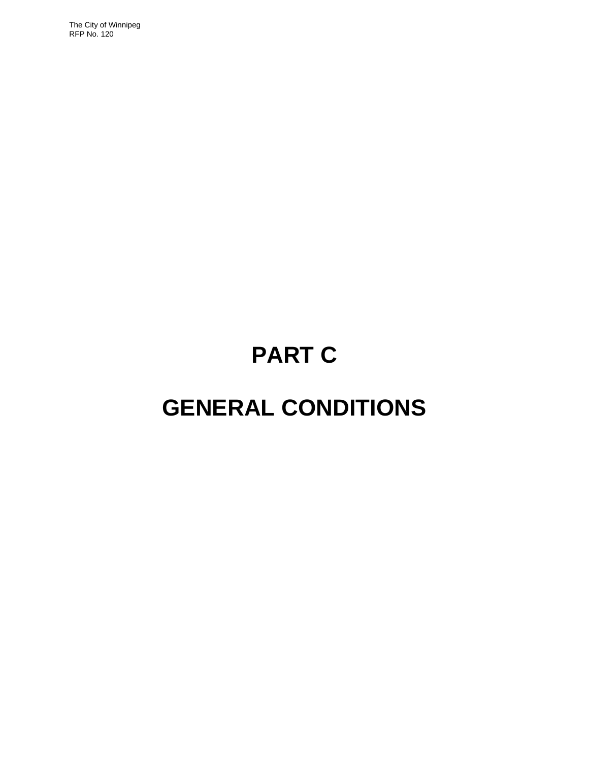# PART C

# GENERAL CONDITIONS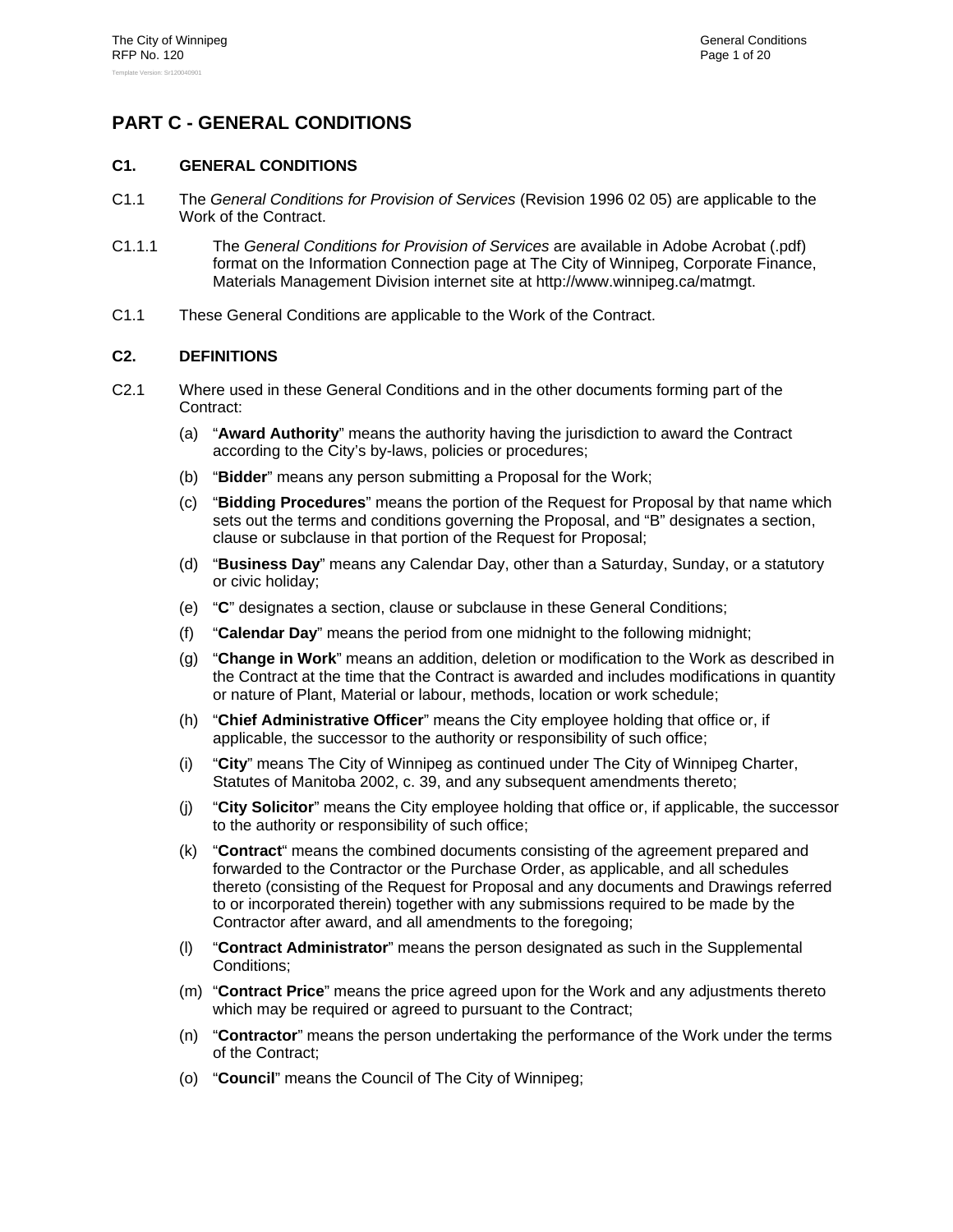# PART C - GENERAL CONDITIONS

## C1. GENERAL CONDITIONS

C1.1 The *General Conditions for Provision of Services* (Revision 1996 02 05) are applicable to the Work of the Contract.

C1.1.1 The *General Conditions for Provision of Services* are available in Adobe Acrobat (.pdf) format on the Information Connection page at The City of Winnipeg, Corporate Finance, Materials Management Division internet site at http://www.winnipeg.ca/matmgt.

C1.1 These General Conditions are applicable to the Work of the Contract.

## C2. DEFINITIONS

C2.1 Where used in these General Conditions and in the other documents forming part of the Contract:

(a) "**Award Authority**" means the authority having the jurisdiction to award the Contract according to the City's by-laws, policies or procedures;

(b) "**Bidder**" means any person submitting a Proposal for the Work;

(c) "**Bidding Procedures**" means the portion of the Request for Proposal by that name which sets out the terms and conditions governing the Proposal, and "B" designates a section, clause or subclause in that portion of the Request for Proposal;

(d) "**Business Day**" means any Calendar Day, other than a Saturday, Sunday, or a statutory or civic holiday;

(e) "**C**" designates a section, clause or subclause in these General Conditions;

(f) "**Calendar Day**" means the period from one midnight to the following midnight;

(g) "**Change in Work**" means an addition, deletion or modification to the Work as described in the Contract at the time that the Contract is awarded and includes modifications in quantity or nature of Plant, Material or labour, methods, location or work schedule;

(h) "**Chief Administrative Officer**" means the City employee holding that office or, if applicable, the successor to the authority or responsibility of such office;

(i) "**City**" means The City of Winnipeg as continued under The City of Winnipeg Charter, Statutes of Manitoba 2002, c. 39, and any subsequent amendments thereto;

(j) "**City Solicitor**" means the City employee holding that office or, if applicable, the successor to the authority or responsibility of such office;

(k) "**Contract**" means the combined documents consisting of the agreement prepared and forwarded to the Contractor or the Purchase Order, as applicable, and all schedules thereto (consisting of the Request for Proposal and any documents and Drawings referred to or incorporated therein) together with any submissions required to be made by the Contractor after award, and all amendments to the foregoing;

(l) "**Contract Administrator**" means the person designated as such in the Supplemental Conditions;

(m) "**Contract Price**" means the price agreed upon for the Work and any adjustments thereto which may be required or agreed to pursuant to the Contract;

(n) "**Contractor**" means the person undertaking the performance of the Work under the terms of the Contract;

(o) "**Council**" means the Council of The City of Winnipeg;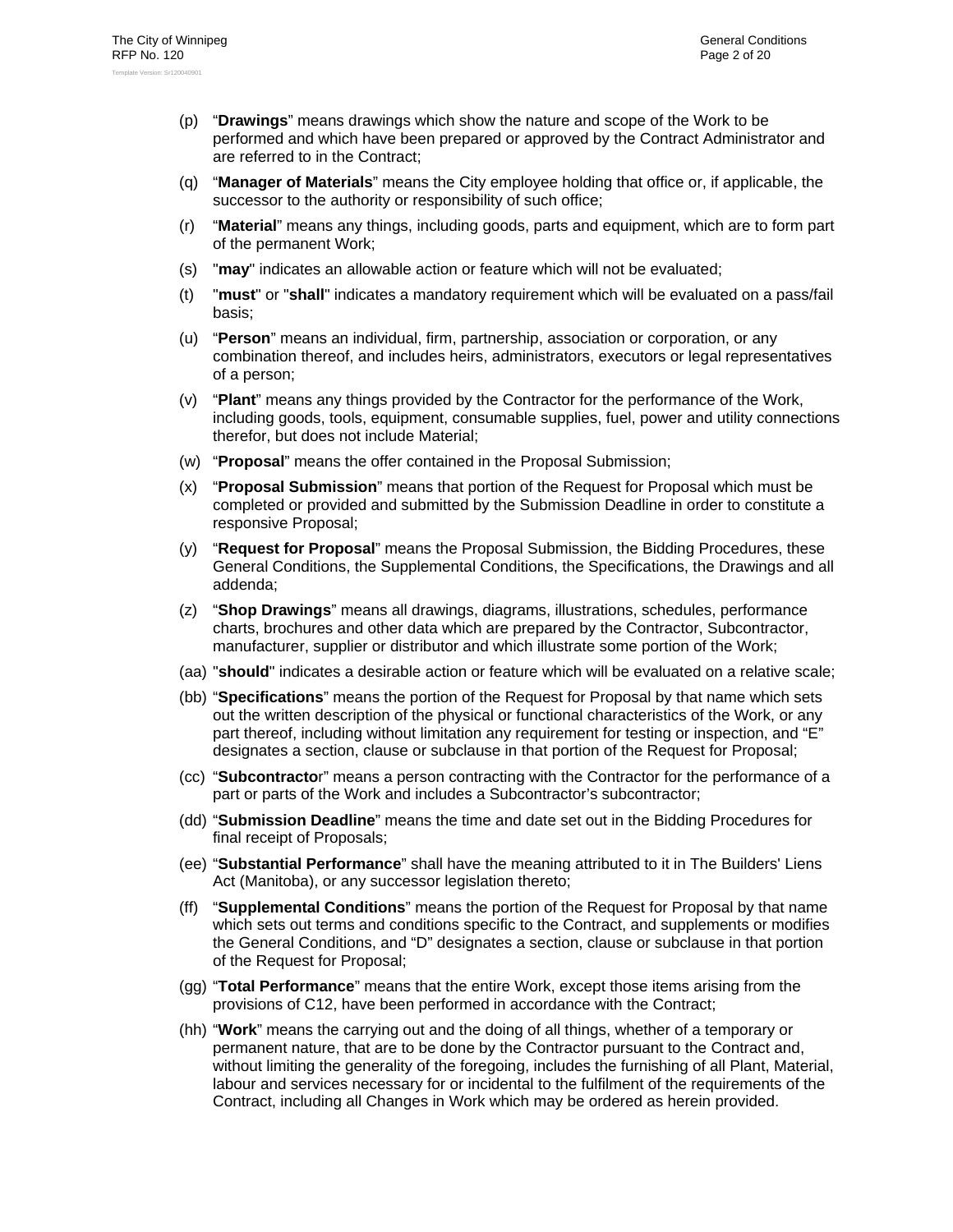(p) “**Drawings**” means drawings which show the nature and scope of the Work to be performed and which have been prepared or approved by the Contract Administrator and are referred to in the Contract;

(q) “**Manager of Materials**” means the City employee holding that office or, if applicable, the successor to the authority or responsibility of such office;

(r) “**Material**” means any things, including goods, parts and equipment, which are to form part of the permanent Work;

(s) "**may**" indicates an allowable action or feature which will not be evaluated;

(t) "**must**" or "**shall**" indicates a mandatory requirement which will be evaluated on a pass/fail basis;

(u) “**Person**” means an individual, firm, partnership, association or corporation, or any combination thereof, and includes heirs, administrators, executors or legal representatives of a person;

(v) “**Plant**” means any things provided by the Contractor for the performance of the Work, including goods, tools, equipment, consumable supplies, fuel, power and utility connections therefor, but does not include Material;

(w) “**Proposal**” means the offer contained in the Proposal Submission;

(x) “**Proposal Submission**” means that portion of the Request for Proposal which must be completed or provided and submitted by the Submission Deadline in order to constitute a responsive Proposal;

(y) “**Request for Proposal**” means the Proposal Submission, the Bidding Procedures, these General Conditions, the Supplemental Conditions, the Specifications, the Drawings and all addenda;

(z) “**Shop Drawings**” means all drawings, diagrams, illustrations, schedules, performance charts, brochures and other data which are prepared by the Contractor, Subcontractor, manufacturer, supplier or distributor and which illustrate some portion of the Work;

(aa) "**should**" indicates a desirable action or feature which will be evaluated on a relative scale;

(bb) “**Specifications**” means the portion of the Request for Proposal by that name which sets out the written description of the physical or functional characteristics of the Work, or any part thereof, including without limitation any requirement for testing or inspection, and “E” designates a section, clause or subclause in that portion of the Request for Proposal;

(cc) “**Subcontractor**” means a person contracting with the Contractor for the performance of a part or parts of the Work and includes a Subcontractor’s subcontractor;

(dd) “**Submission Deadline**” means the time and date set out in the Bidding Procedures for final receipt of Proposals;

(ee) “**Substantial Performance**” shall have the meaning attributed to it in The Builders' Liens Act (Manitoba), or any successor legislation thereto;

(ff) “**Supplemental Conditions**” means the portion of the Request for Proposal by that name which sets out terms and conditions specific to the Contract, and supplements or modifies the General Conditions, and “D” designates a section, clause or subclause in that portion of the Request for Proposal;

(gg) “**Total Performance**” means that the entire Work, except those items arising from the provisions of C12, have been performed in accordance with the Contract;

(hh) “**Work**” means the carrying out and the doing of all things, whether of a temporary or permanent nature, that are to be done by the Contractor pursuant to the Contract and, without limiting the generality of the foregoing, includes the furnishing of all Plant, Material, labour and services necessary for or incidental to the fulfilment of the requirements of the Contract, including all Changes in Work which may be ordered as herein provided.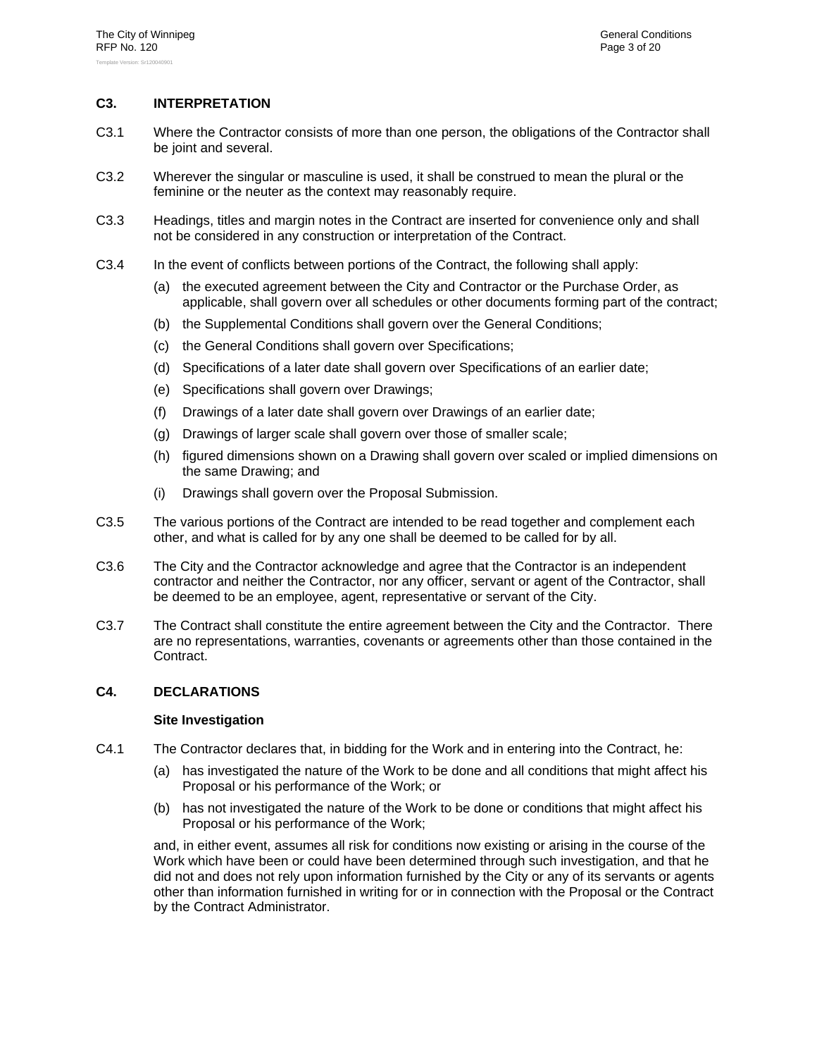## C3. INTERPRETATION

C3.1 Where the Contractor consists of more than one person, the obligations of the Contractor shall be joint and several.

C3.2 Wherever the singular or masculine is used, it shall be construed to mean the plural or the feminine or the neuter as the context may reasonably require.

C3.3 Headings, titles and margin notes in the Contract are inserted for convenience only and shall not be considered in any construction or interpretation of the Contract.

C3.4 In the event of conflicts between portions of the Contract, the following shall apply:

- (a) the executed agreement between the City and Contractor or the Purchase Order, as applicable, shall govern over all schedules or other documents forming part of the contract;
- (b) the Supplemental Conditions shall govern over the General Conditions;
- (c) the General Conditions shall govern over Specifications;
- (d) Specifications of a later date shall govern over Specifications of an earlier date;
- (e) Specifications shall govern over Drawings;
- (f) Drawings of a later date shall govern over Drawings of an earlier date;
- (g) Drawings of larger scale shall govern over those of smaller scale;
- (h) figured dimensions shown on a Drawing shall govern over scaled or implied dimensions on the same Drawing; and
- (i) Drawings shall govern over the Proposal Submission.

C3.5 The various portions of the Contract are intended to be read together and complement each other, and what is called for by any one shall be deemed to be called for by all.

C3.6 The City and the Contractor acknowledge and agree that the Contractor is an independent contractor and neither the Contractor, nor any officer, servant or agent of the Contractor, shall be deemed to be an employee, agent, representative or servant of the City.

C3.7 The Contract shall constitute the entire agreement between the City and the Contractor. There are no representations, warranties, covenants or agreements other than those contained in the Contract.

## C4. DECLARATIONS

### Site Investigation

C4.1 The Contractor declares that, in bidding for the Work and in entering into the Contract, he:

- (a) has investigated the nature of the Work to be done and all conditions that might affect his Proposal or his performance of the Work; or
- (b) has not investigated the nature of the Work to be done or conditions that might affect his Proposal or his performance of the Work;

and, in either event, assumes all risk for conditions now existing or arising in the course of the Work which have been or could have been determined through such investigation, and that he did not and does not rely upon information furnished by the City or any of its servants or agents other than information furnished in writing for or in connection with the Proposal or the Contract by the Contract Administrator.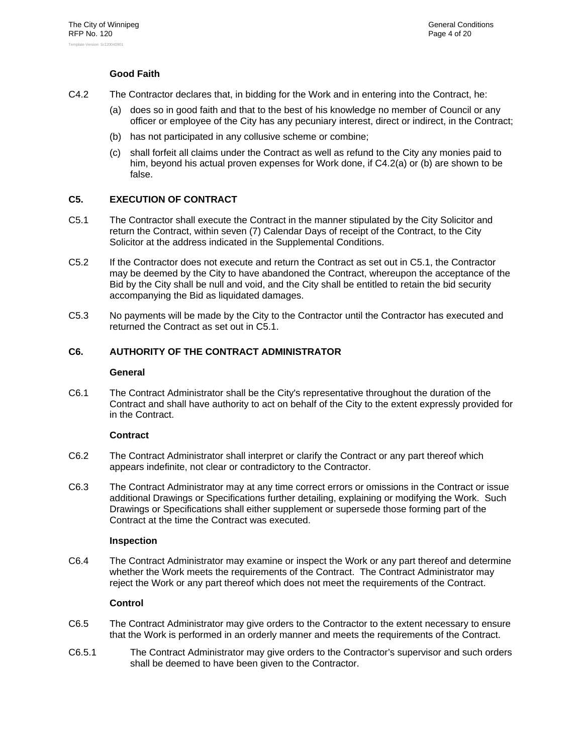**Good Faith**

C4.2 The Contractor declares that, in bidding for the Work and in entering into the Contract, he:

(a) does so in good faith and that to the best of his knowledge no member of Council or any officer or employee of the City has any pecuniary interest, direct or indirect, in the Contract;

(b) has not participated in any collusive scheme or combine;

(c) shall forfeit all claims under the Contract as well as refund to the City any monies paid to him, beyond his actual proven expenses for Work done, if C4.2(a) or (b) are shown to be false.

## C5. EXECUTION OF CONTRACT

C5.1 The Contractor shall execute the Contract in the manner stipulated by the City Solicitor and return the Contract, within seven (7) Calendar Days of receipt of the Contract, to the City Solicitor at the address indicated in the Supplemental Conditions.

C5.2 If the Contractor does not execute and return the Contract as set out in C5.1, the Contractor may be deemed by the City to have abandoned the Contract, whereupon the acceptance of the Bid by the City shall be null and void, and the City shall be entitled to retain the bid security accompanying the Bid as liquidated damages.

C5.3 No payments will be made by the City to the Contractor until the Contractor has executed and returned the Contract as set out in C5.1.

## C6. AUTHORITY OF THE CONTRACT ADMINISTRATOR

**General**

C6.1 The Contract Administrator shall be the City's representative throughout the duration of the Contract and shall have authority to act on behalf of the City to the extent expressly provided for in the Contract.

**Contract**

C6.2 The Contract Administrator shall interpret or clarify the Contract or any part thereof which appears indefinite, not clear or contradictory to the Contractor.

C6.3 The Contract Administrator may at any time correct errors or omissions in the Contract or issue additional Drawings or Specifications further detailing, explaining or modifying the Work. Such Drawings or Specifications shall either supplement or supersede those forming part of the Contract at the time the Contract was executed.

**Inspection**

C6.4 The Contract Administrator may examine or inspect the Work or any part thereof and determine whether the Work meets the requirements of the Contract. The Contract Administrator may reject the Work or any part thereof which does not meet the requirements of the Contract.

**Control**

C6.5 The Contract Administrator may give orders to the Contractor to the extent necessary to ensure that the Work is performed in an orderly manner and meets the requirements of the Contract.

C6.5.1 The Contract Administrator may give orders to the Contractor's supervisor and such orders shall be deemed to have been given to the Contractor.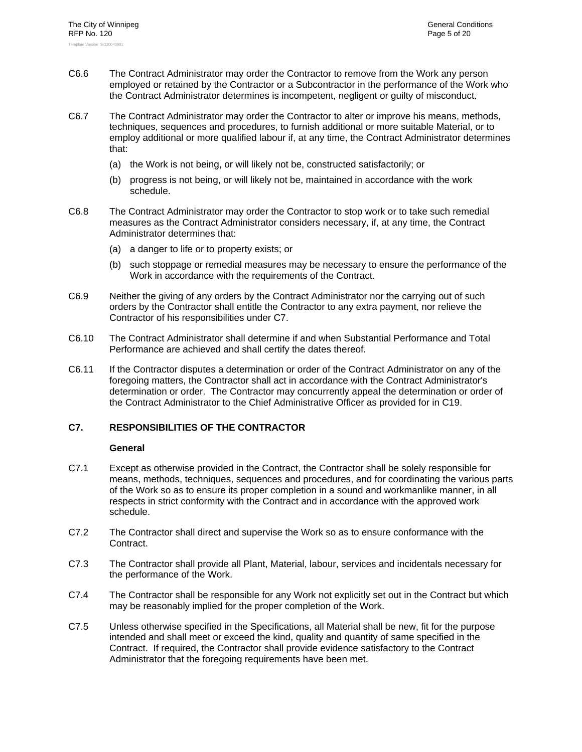C6.6 The Contract Administrator may order the Contractor to remove from the Work any person employed or retained by the Contractor or a Subcontractor in the performance of the Work who the Contract Administrator determines is incompetent, negligent or guilty of misconduct.

C6.7 The Contract Administrator may order the Contractor to alter or improve his means, methods, techniques, sequences and procedures, to furnish additional or more suitable Material, or to employ additional or more qualified labour if, at any time, the Contract Administrator determines that:

(a) the Work is not being, or will likely not be, constructed satisfactorily; or

(b) progress is not being, or will likely not be, maintained in accordance with the work schedule.

C6.8 The Contract Administrator may order the Contractor to stop work or to take such remedial measures as the Contract Administrator considers necessary, if, at any time, the Contract Administrator determines that:

(a) a danger to life or to property exists; or

(b) such stoppage or remedial measures may be necessary to ensure the performance of the Work in accordance with the requirements of the Contract.

C6.9 Neither the giving of any orders by the Contract Administrator nor the carrying out of such orders by the Contractor shall entitle the Contractor to any extra payment, nor relieve the Contractor of his responsibilities under C7.

C6.10 The Contract Administrator shall determine if and when Substantial Performance and Total Performance are achieved and shall certify the dates thereof.

C6.11 If the Contractor disputes a determination or order of the Contract Administrator on any of the foregoing matters, the Contractor shall act in accordance with the Contract Administrator's determination or order. The Contractor may concurrently appeal the determination or order of the Contract Administrator to the Chief Administrative Officer as provided for in C19.

## C7. RESPONSIBILITIES OF THE CONTRACTOR

### General

C7.1 Except as otherwise provided in the Contract, the Contractor shall be solely responsible for means, methods, techniques, sequences and procedures, and for coordinating the various parts of the Work so as to ensure its proper completion in a sound and workmanlike manner, in all respects in strict conformity with the Contract and in accordance with the approved work schedule.

C7.2 The Contractor shall direct and supervise the Work so as to ensure conformance with the Contract.

C7.3 The Contractor shall provide all Plant, Material, labour, services and incidentals necessary for the performance of the Work.

C7.4 The Contractor shall be responsible for any Work not explicitly set out in the Contract but which may be reasonably implied for the proper completion of the Work.

C7.5 Unless otherwise specified in the Specifications, all Material shall be new, fit for the purpose intended and shall meet or exceed the kind, quality and quantity of same specified in the Contract. If required, the Contractor shall provide evidence satisfactory to the Contract Administrator that the foregoing requirements have been met.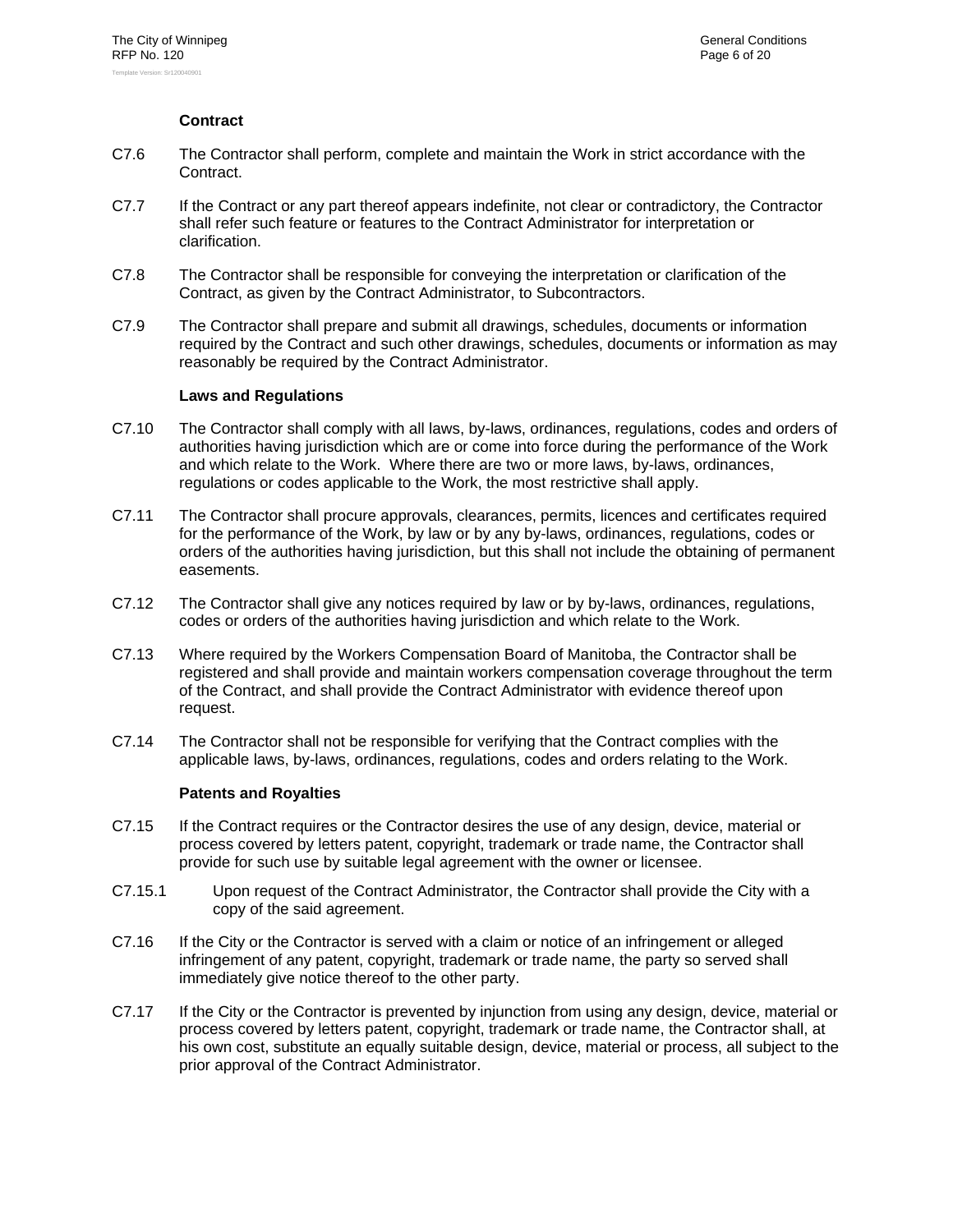**Contract**

C7.6 The Contractor shall perform, complete and maintain the Work in strict accordance with the Contract.

C7.7 If the Contract or any part thereof appears indefinite, not clear or contradictory, the Contractor shall refer such feature or features to the Contract Administrator for interpretation or clarification.

C7.8 The Contractor shall be responsible for conveying the interpretation or clarification of the Contract, as given by the Contract Administrator, to Subcontractors.

C7.9 The Contractor shall prepare and submit all drawings, schedules, documents or information required by the Contract and such other drawings, schedules, documents or information as may reasonably be required by the Contract Administrator.

**Laws and Regulations**

C7.10 The Contractor shall comply with all laws, by-laws, ordinances, regulations, codes and orders of authorities having jurisdiction which are or come into force during the performance of the Work and which relate to the Work. Where there are two or more laws, by-laws, ordinances, regulations or codes applicable to the Work, the most restrictive shall apply.

C7.11 The Contractor shall procure approvals, clearances, permits, licences and certificates required for the performance of the Work, by law or by any by-laws, ordinances, regulations, codes or orders of the authorities having jurisdiction, but this shall not include the obtaining of permanent easements.

C7.12 The Contractor shall give any notices required by law or by by-laws, ordinances, regulations, codes or orders of the authorities having jurisdiction and which relate to the Work.

C7.13 Where required by the Workers Compensation Board of Manitoba, the Contractor shall be registered and shall provide and maintain workers compensation coverage throughout the term of the Contract, and shall provide the Contract Administrator with evidence thereof upon request.

C7.14 The Contractor shall not be responsible for verifying that the Contract complies with the applicable laws, by-laws, ordinances, regulations, codes and orders relating to the Work.

**Patents and Royalties**

C7.15 If the Contract requires or the Contractor desires the use of any design, device, material or process covered by letters patent, copyright, trademark or trade name, the Contractor shall provide for such use by suitable legal agreement with the owner or licensee.

C7.15.1 Upon request of the Contract Administrator, the Contractor shall provide the City with a copy of the said agreement.

C7.16 If the City or the Contractor is served with a claim or notice of an infringement or alleged infringement of any patent, copyright, trademark or trade name, the party so served shall immediately give notice thereof to the other party.

C7.17 If the City or the Contractor is prevented by injunction from using any design, device, material or process covered by letters patent, copyright, trademark or trade name, the Contractor shall, at his own cost, substitute an equally suitable design, device, material or process, all subject to the prior approval of the Contract Administrator.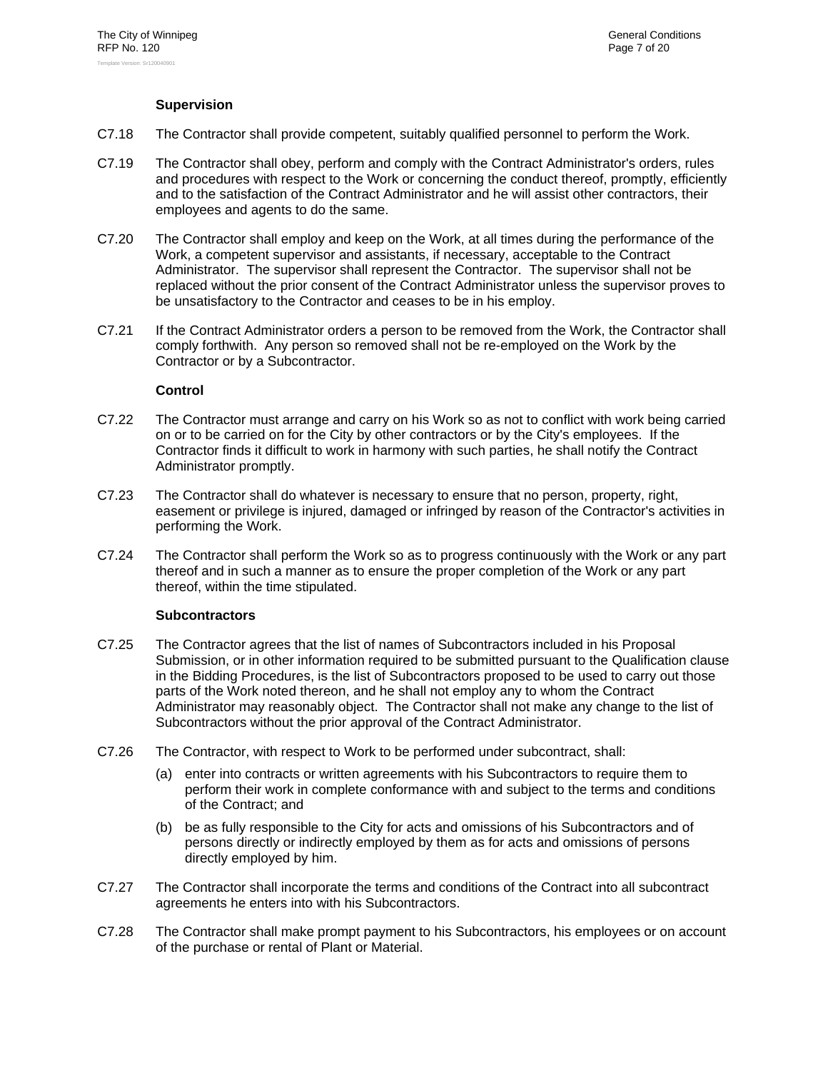**Supervision**

C7.18 The Contractor shall provide competent, suitably qualified personnel to perform the Work.

C7.19 The Contractor shall obey, perform and comply with the Contract Administrator's orders, rules and procedures with respect to the Work or concerning the conduct thereof, promptly, efficiently and to the satisfaction of the Contract Administrator and he will assist other contractors, their employees and agents to do the same.

C7.20 The Contractor shall employ and keep on the Work, at all times during the performance of the Work, a competent supervisor and assistants, if necessary, acceptable to the Contract Administrator. The supervisor shall represent the Contractor. The supervisor shall not be replaced without the prior consent of the Contract Administrator unless the supervisor proves to be unsatisfactory to the Contractor and ceases to be in his employ.

C7.21 If the Contract Administrator orders a person to be removed from the Work, the Contractor shall comply forthwith. Any person so removed shall not be re-employed on the Work by the Contractor or by a Subcontractor.

**Control**

C7.22 The Contractor must arrange and carry on his Work so as not to conflict with work being carried on or to be carried on for the City by other contractors or by the City's employees. If the Contractor finds it difficult to work in harmony with such parties, he shall notify the Contract Administrator promptly.

C7.23 The Contractor shall do whatever is necessary to ensure that no person, property, right, easement or privilege is injured, damaged or infringed by reason of the Contractor's activities in performing the Work.

C7.24 The Contractor shall perform the Work so as to progress continuously with the Work or any part thereof and in such a manner as to ensure the proper completion of the Work or any part thereof, within the time stipulated.

**Subcontractors**

C7.25 The Contractor agrees that the list of names of Subcontractors included in his Proposal Submission, or in other information required to be submitted pursuant to the Qualification clause in the Bidding Procedures, is the list of Subcontractors proposed to be used to carry out those parts of the Work noted thereon, and he shall not employ any to whom the Contract Administrator may reasonably object. The Contractor shall not make any change to the list of Subcontractors without the prior approval of the Contract Administrator.

C7.26 The Contractor, with respect to Work to be performed under subcontract, shall:

(a) enter into contracts or written agreements with his Subcontractors to require them to perform their work in complete conformance with and subject to the terms and conditions of the Contract; and

(b) be as fully responsible to the City for acts and omissions of his Subcontractors and of persons directly or indirectly employed by them as for acts and omissions of persons directly employed by him.

C7.27 The Contractor shall incorporate the terms and conditions of the Contract into all subcontract agreements he enters into with his Subcontractors.

C7.28 The Contractor shall make prompt payment to his Subcontractors, his employees or on account of the purchase or rental of Plant or Material.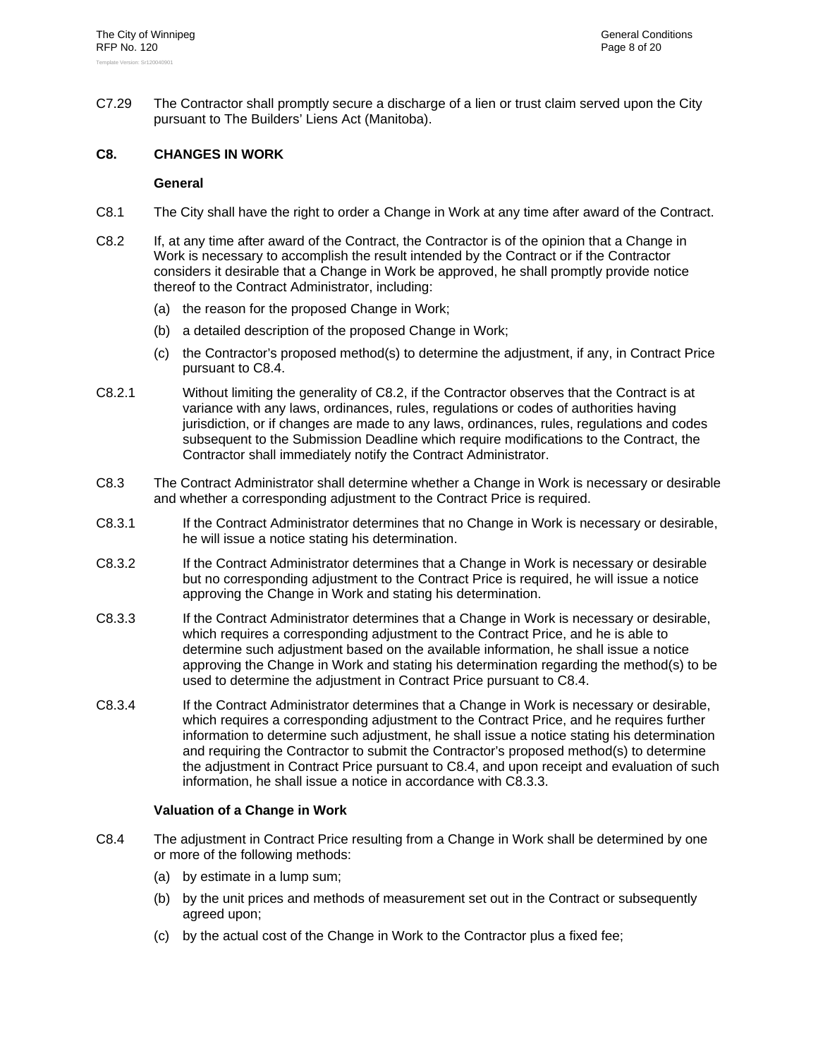C7.29 The Contractor shall promptly secure a discharge of a lien or trust claim served upon the City pursuant to The Builders' Liens Act (Manitoba).

## C8. CHANGES IN WORK

### General

C8.1 The City shall have the right to order a Change in Work at any time after award of the Contract.

C8.2 If, at any time after award of the Contract, the Contractor is of the opinion that a Change in Work is necessary to accomplish the result intended by the Contract or if the Contractor considers it desirable that a Change in Work be approved, he shall promptly provide notice thereof to the Contract Administrator, including:

(a) the reason for the proposed Change in Work;

(b) a detailed description of the proposed Change in Work;

(c) the Contractor's proposed method(s) to determine the adjustment, if any, in Contract Price pursuant to C8.4.

C8.2.1 Without limiting the generality of C8.2, if the Contractor observes that the Contract is at variance with any laws, ordinances, rules, regulations or codes of authorities having jurisdiction, or if changes are made to any laws, ordinances, rules, regulations and codes subsequent to the Submission Deadline which require modifications to the Contract, the Contractor shall immediately notify the Contract Administrator.

C8.3 The Contract Administrator shall determine whether a Change in Work is necessary or desirable and whether a corresponding adjustment to the Contract Price is required.

C8.3.1 If the Contract Administrator determines that no Change in Work is necessary or desirable, he will issue a notice stating his determination.

C8.3.2 If the Contract Administrator determines that a Change in Work is necessary or desirable but no corresponding adjustment to the Contract Price is required, he will issue a notice approving the Change in Work and stating his determination.

C8.3.3 If the Contract Administrator determines that a Change in Work is necessary or desirable, which requires a corresponding adjustment to the Contract Price, and he is able to determine such adjustment based on the available information, he shall issue a notice approving the Change in Work and stating his determination regarding the method(s) to be used to determine the adjustment in Contract Price pursuant to C8.4.

C8.3.4 If the Contract Administrator determines that a Change in Work is necessary or desirable, which requires a corresponding adjustment to the Contract Price, and he requires further information to determine such adjustment, he shall issue a notice stating his determination and requiring the Contractor to submit the Contractor's proposed method(s) to determine the adjustment in Contract Price pursuant to C8.4, and upon receipt and evaluation of such information, he shall issue a notice in accordance with C8.3.3.

### Valuation of a Change in Work

C8.4 The adjustment in Contract Price resulting from a Change in Work shall be determined by one or more of the following methods:

(a) by estimate in a lump sum;

(b) by the unit prices and methods of measurement set out in the Contract or subsequently agreed upon;

(c) by the actual cost of the Change in Work to the Contractor plus a fixed fee;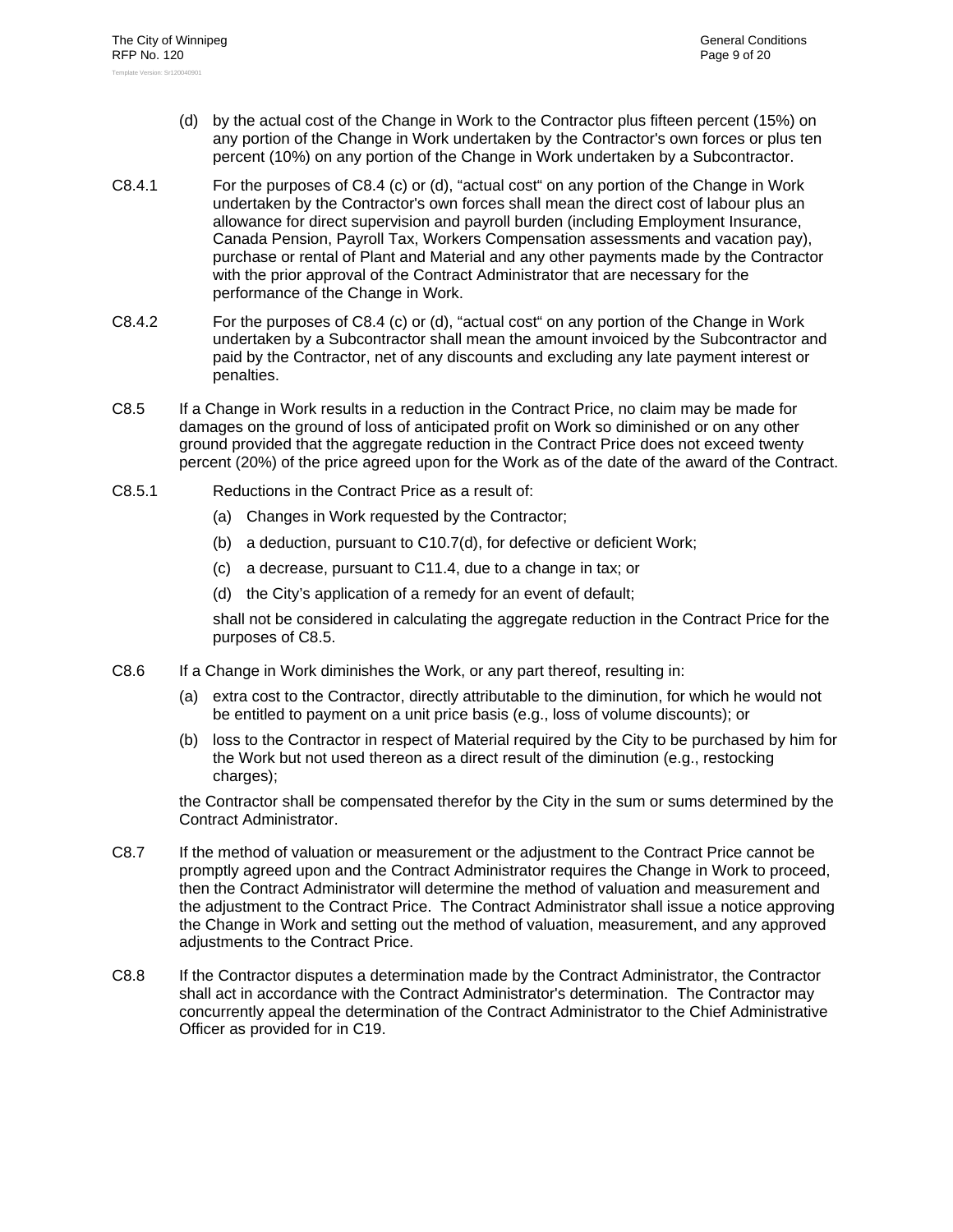(d) by the actual cost of the Change in Work to the Contractor plus fifteen percent (15%) on any portion of the Change in Work undertaken by the Contractor's own forces or plus ten percent (10%) on any portion of the Change in Work undertaken by a Subcontractor.

C8.4.1 For the purposes of C8.4 (c) or (d), "actual cost" on any portion of the Change in Work undertaken by the Contractor's own forces shall mean the direct cost of labour plus an allowance for direct supervision and payroll burden (including Employment Insurance, Canada Pension, Payroll Tax, Workers Compensation assessments and vacation pay), purchase or rental of Plant and Material and any other payments made by the Contractor with the prior approval of the Contract Administrator that are necessary for the performance of the Change in Work.

C8.4.2 For the purposes of C8.4 (c) or (d), "actual cost" on any portion of the Change in Work undertaken by a Subcontractor shall mean the amount invoiced by the Subcontractor and paid by the Contractor, net of any discounts and excluding any late payment interest or penalties.

C8.5 If a Change in Work results in a reduction in the Contract Price, no claim may be made for damages on the ground of loss of anticipated profit on Work so diminished or on any other ground provided that the aggregate reduction in the Contract Price does not exceed twenty percent (20%) of the price agreed upon for the Work as of the date of the award of the Contract.

C8.5.1 Reductions in the Contract Price as a result of:

(a) Changes in Work requested by the Contractor;

(b) a deduction, pursuant to C10.7(d), for defective or deficient Work;

(c) a decrease, pursuant to C11.4, due to a change in tax; or

(d) the City's application of a remedy for an event of default;

shall not be considered in calculating the aggregate reduction in the Contract Price for the purposes of C8.5.

C8.6 If a Change in Work diminishes the Work, or any part thereof, resulting in:

(a) extra cost to the Contractor, directly attributable to the diminution, for which he would not be entitled to payment on a unit price basis (e.g., loss of volume discounts); or

(b) loss to the Contractor in respect of Material required by the City to be purchased by him for the Work but not used thereon as a direct result of the diminution (e.g., restocking charges);

the Contractor shall be compensated therefor by the City in the sum or sums determined by the Contract Administrator.

C8.7 If the method of valuation or measurement or the adjustment to the Contract Price cannot be promptly agreed upon and the Contract Administrator requires the Change in Work to proceed, then the Contract Administrator will determine the method of valuation and measurement and the adjustment to the Contract Price. The Contract Administrator shall issue a notice approving the Change in Work and setting out the method of valuation, measurement, and any approved adjustments to the Contract Price.

C8.8 If the Contractor disputes a determination made by the Contract Administrator, the Contractor shall act in accordance with the Contract Administrator's determination. The Contractor may concurrently appeal the determination of the Contract Administrator to the Chief Administrative Officer as provided for in C19.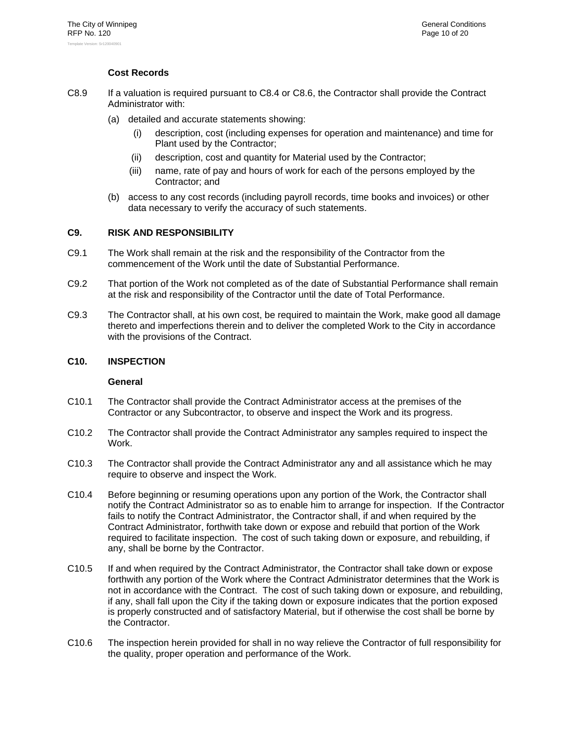**Cost Records**

C8.9 If a valuation is required pursuant to C8.4 or C8.6, the Contractor shall provide the Contract Administrator with:

(a) detailed and accurate statements showing:

   (i) description, cost (including expenses for operation and maintenance) and time for Plant used by the Contractor;

   (ii) description, cost and quantity for Material used by the Contractor;

   (iii) name, rate of pay and hours of work for each of the persons employed by the Contractor; and

(b) access to any cost records (including payroll records, time books and invoices) or other data necessary to verify the accuracy of such statements.

## C9. RISK AND RESPONSIBILITY

C9.1 The Work shall remain at the risk and the responsibility of the Contractor from the commencement of the Work until the date of Substantial Performance.

C9.2 That portion of the Work not completed as of the date of Substantial Performance shall remain at the risk and responsibility of the Contractor until the date of Total Performance.

C9.3 The Contractor shall, at his own cost, be required to maintain the Work, make good all damage thereto and imperfections therein and to deliver the completed Work to the City in accordance with the provisions of the Contract.

## C10. INSPECTION

**General**

C10.1 The Contractor shall provide the Contract Administrator access at the premises of the Contractor or any Subcontractor, to observe and inspect the Work and its progress.

C10.2 The Contractor shall provide the Contract Administrator any samples required to inspect the Work.

C10.3 The Contractor shall provide the Contract Administrator any and all assistance which he may require to observe and inspect the Work.

C10.4 Before beginning or resuming operations upon any portion of the Work, the Contractor shall notify the Contract Administrator so as to enable him to arrange for inspection. If the Contractor fails to notify the Contract Administrator, the Contractor shall, if and when required by the Contract Administrator, forthwith take down or expose and rebuild that portion of the Work required to facilitate inspection. The cost of such taking down or exposure, and rebuilding, if any, shall be borne by the Contractor.

C10.5 If and when required by the Contract Administrator, the Contractor shall take down or expose forthwith any portion of the Work where the Contract Administrator determines that the Work is not in accordance with the Contract. The cost of such taking down or exposure, and rebuilding, if any, shall fall upon the City if the taking down or exposure indicates that the portion exposed is properly constructed and of satisfactory Material, but if otherwise the cost shall be borne by the Contractor.

C10.6 The inspection herein provided for shall in no way relieve the Contractor of full responsibility for the quality, proper operation and performance of the Work.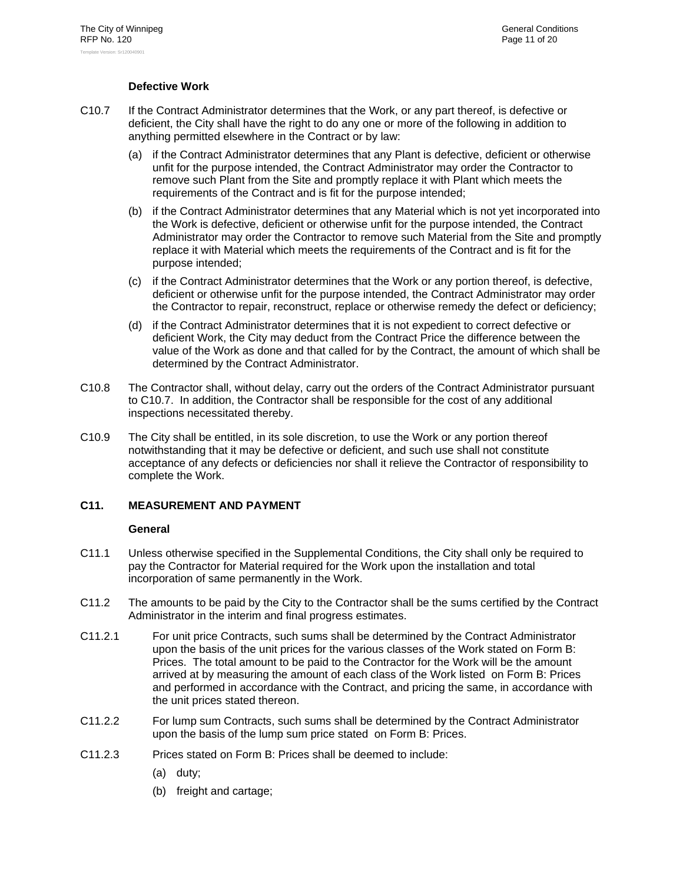**Defective Work**

C10.7 If the Contract Administrator determines that the Work, or any part thereof, is defective or deficient, the City shall have the right to do any one or more of the following in addition to anything permitted elsewhere in the Contract or by law:

(a) if the Contract Administrator determines that any Plant is defective, deficient or otherwise unfit for the purpose intended, the Contract Administrator may order the Contractor to remove such Plant from the Site and promptly replace it with Plant which meets the requirements of the Contract and is fit for the purpose intended;

(b) if the Contract Administrator determines that any Material which is not yet incorporated into the Work is defective, deficient or otherwise unfit for the purpose intended, the Contract Administrator may order the Contractor to remove such Material from the Site and promptly replace it with Material which meets the requirements of the Contract and is fit for the purpose intended;

(c) if the Contract Administrator determines that the Work or any portion thereof, is defective, deficient or otherwise unfit for the purpose intended, the Contract Administrator may order the Contractor to repair, reconstruct, replace or otherwise remedy the defect or deficiency;

(d) if the Contract Administrator determines that it is not expedient to correct defective or deficient Work, the City may deduct from the Contract Price the difference between the value of the Work as done and that called for by the Contract, the amount of which shall be determined by the Contract Administrator.

C10.8 The Contractor shall, without delay, carry out the orders of the Contract Administrator pursuant to C10.7. In addition, the Contractor shall be responsible for the cost of any additional inspections necessitated thereby.

C10.9 The City shall be entitled, in its sole discretion, to use the Work or any portion thereof notwithstanding that it may be defective or deficient, and such use shall not constitute acceptance of any defects or deficiencies nor shall it relieve the Contractor of responsibility to complete the Work.

## C11. MEASUREMENT AND PAYMENT

**General**

C11.1 Unless otherwise specified in the Supplemental Conditions, the City shall only be required to pay the Contractor for Material required for the Work upon the installation and total incorporation of same permanently in the Work.

C11.2 The amounts to be paid by the City to the Contractor shall be the sums certified by the Contract Administrator in the interim and final progress estimates.

C11.2.1 For unit price Contracts, such sums shall be determined by the Contract Administrator upon the basis of the unit prices for the various classes of the Work stated on Form B: Prices. The total amount to be paid to the Contractor for the Work will be the amount arrived at by measuring the amount of each class of the Work listed on Form B: Prices and performed in accordance with the Contract, and pricing the same, in accordance with the unit prices stated thereon.

C11.2.2 For lump sum Contracts, such sums shall be determined by the Contract Administrator upon the basis of the lump sum price stated on Form B: Prices.

C11.2.3 Prices stated on Form B: Prices shall be deemed to include:

(a) duty;

(b) freight and cartage;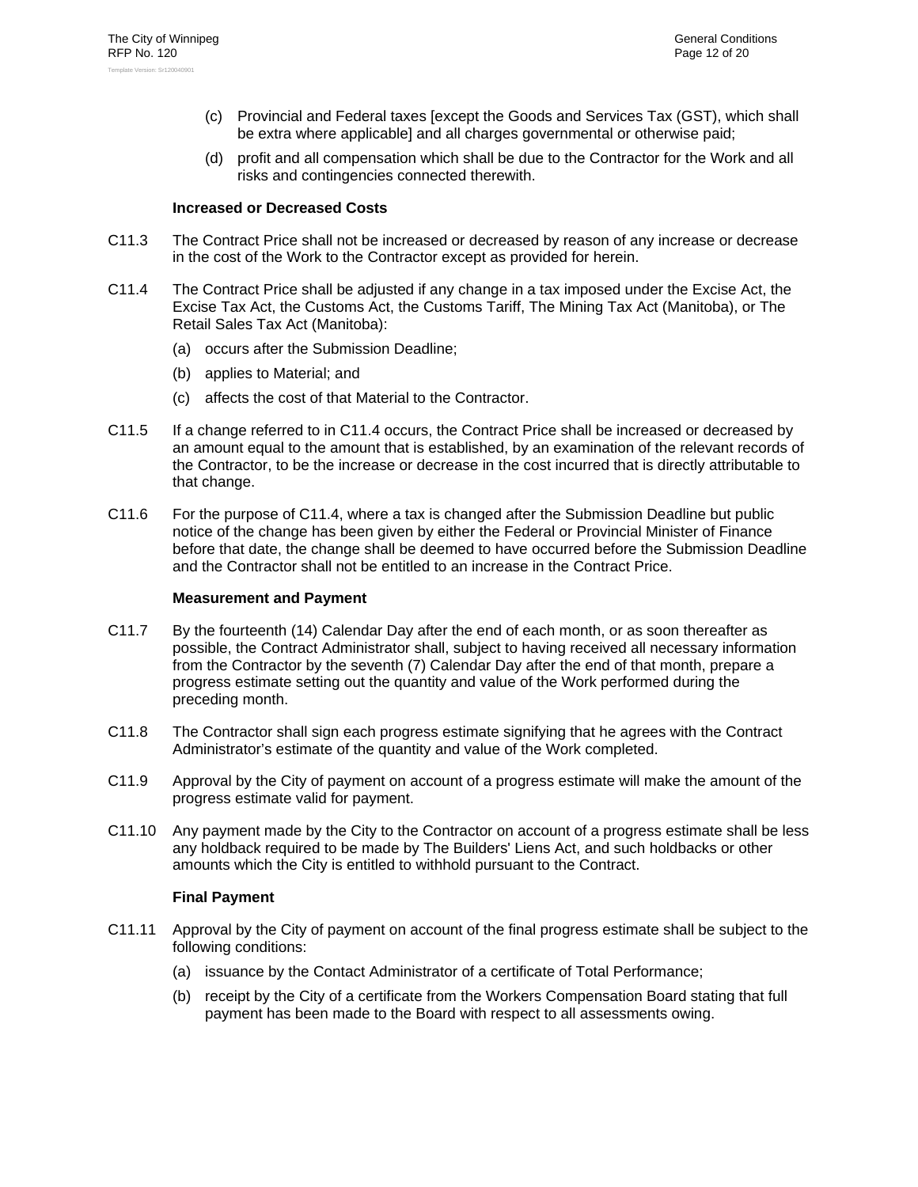(c) Provincial and Federal taxes [except the Goods and Services Tax (GST), which shall be extra where applicable] and all charges governmental or otherwise paid;

(d) profit and all compensation which shall be due to the Contractor for the Work and all risks and contingencies connected therewith.

**Increased or Decreased Costs**

C11.3 The Contract Price shall not be increased or decreased by reason of any increase or decrease in the cost of the Work to the Contractor except as provided for herein.

C11.4 The Contract Price shall be adjusted if any change in a tax imposed under the Excise Act, the Excise Tax Act, the Customs Act, the Customs Tariff, The Mining Tax Act (Manitoba), or The Retail Sales Tax Act (Manitoba):

(a) occurs after the Submission Deadline;

(b) applies to Material; and

(c) affects the cost of that Material to the Contractor.

C11.5 If a change referred to in C11.4 occurs, the Contract Price shall be increased or decreased by an amount equal to the amount that is established, by an examination of the relevant records of the Contractor, to be the increase or decrease in the cost incurred that is directly attributable to that change.

C11.6 For the purpose of C11.4, where a tax is changed after the Submission Deadline but public notice of the change has been given by either the Federal or Provincial Minister of Finance before that date, the change shall be deemed to have occurred before the Submission Deadline and the Contractor shall not be entitled to an increase in the Contract Price.

**Measurement and Payment**

C11.7 By the fourteenth (14) Calendar Day after the end of each month, or as soon thereafter as possible, the Contract Administrator shall, subject to having received all necessary information from the Contractor by the seventh (7) Calendar Day after the end of that month, prepare a progress estimate setting out the quantity and value of the Work performed during the preceding month.

C11.8 The Contractor shall sign each progress estimate signifying that he agrees with the Contract Administrator's estimate of the quantity and value of the Work completed.

C11.9 Approval by the City of payment on account of a progress estimate will make the amount of the progress estimate valid for payment.

C11.10 Any payment made by the City to the Contractor on account of a progress estimate shall be less any holdback required to be made by The Builders' Liens Act, and such holdbacks or other amounts which the City is entitled to withhold pursuant to the Contract.

**Final Payment**

C11.11 Approval by the City of payment on account of the final progress estimate shall be subject to the following conditions:

(a) issuance by the Contact Administrator of a certificate of Total Performance;

(b) receipt by the City of a certificate from the Workers Compensation Board stating that full payment has been made to the Board with respect to all assessments owing.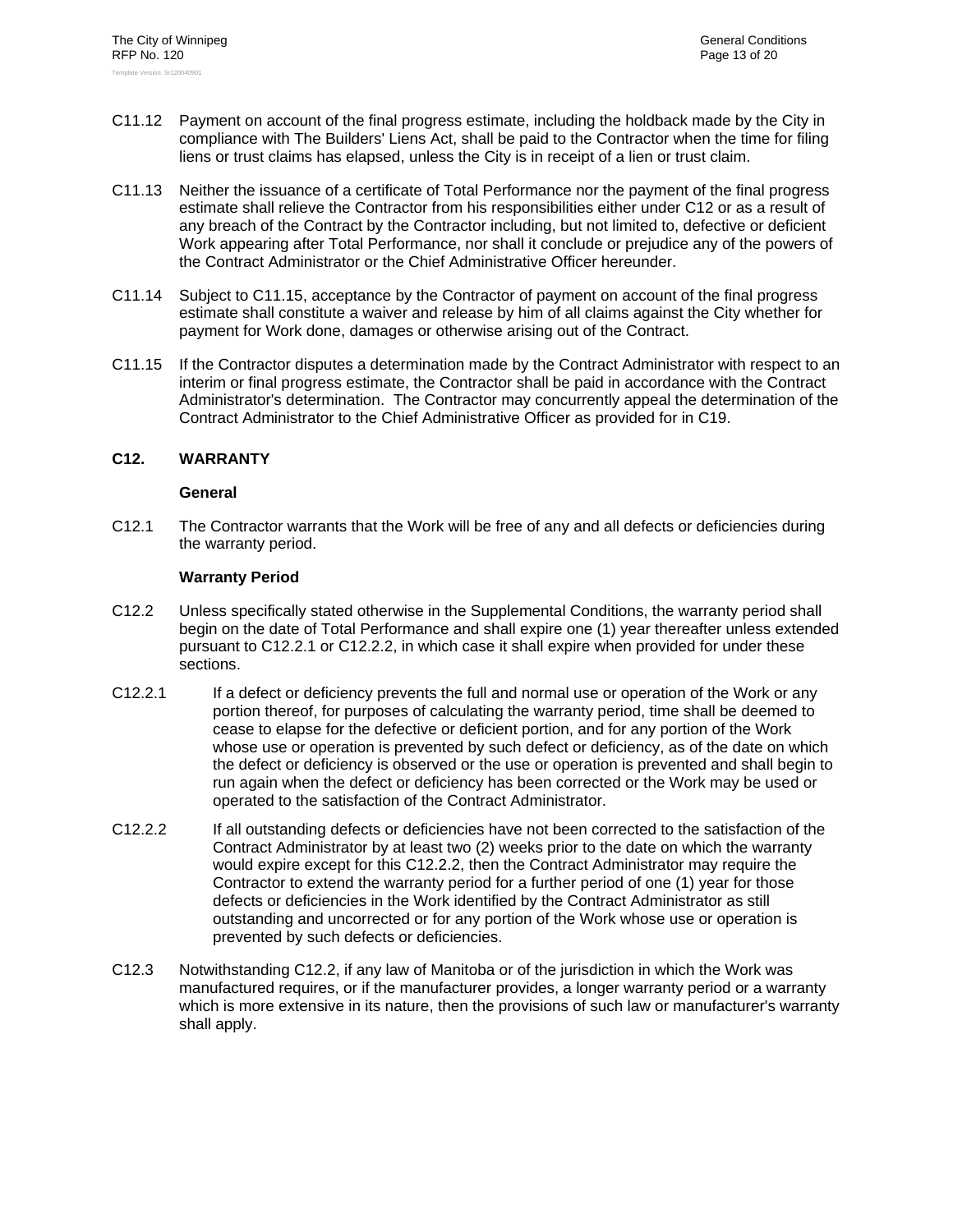C11.12 Payment on account of the final progress estimate, including the holdback made by the City in compliance with The Builders' Liens Act, shall be paid to the Contractor when the time for filing liens or trust claims has elapsed, unless the City is in receipt of a lien or trust claim.

C11.13 Neither the issuance of a certificate of Total Performance nor the payment of the final progress estimate shall relieve the Contractor from his responsibilities either under C12 or as a result of any breach of the Contract by the Contractor including, but not limited to, defective or deficient Work appearing after Total Performance, nor shall it conclude or prejudice any of the powers of the Contract Administrator or the Chief Administrative Officer hereunder.

C11.14 Subject to C11.15, acceptance by the Contractor of payment on account of the final progress estimate shall constitute a waiver and release by him of all claims against the City whether for payment for Work done, damages or otherwise arising out of the Contract.

C11.15 If the Contractor disputes a determination made by the Contract Administrator with respect to an interim or final progress estimate, the Contractor shall be paid in accordance with the Contract Administrator's determination. The Contractor may concurrently appeal the determination of the Contract Administrator to the Chief Administrative Officer as provided for in C19.

## C12. WARRANTY

**General**

C12.1 The Contractor warrants that the Work will be free of any and all defects or deficiencies during the warranty period.

**Warranty Period**

C12.2 Unless specifically stated otherwise in the Supplemental Conditions, the warranty period shall begin on the date of Total Performance and shall expire one (1) year thereafter unless extended pursuant to C12.2.1 or C12.2.2, in which case it shall expire when provided for under these sections.

C12.2.1 If a defect or deficiency prevents the full and normal use or operation of the Work or any portion thereof, for purposes of calculating the warranty period, time shall be deemed to cease to elapse for the defective or deficient portion, and for any portion of the Work whose use or operation is prevented by such defect or deficiency, as of the date on which the defect or deficiency is observed or the use or operation is prevented and shall begin to run again when the defect or deficiency has been corrected or the Work may be used or operated to the satisfaction of the Contract Administrator.

C12.2.2 If all outstanding defects or deficiencies have not been corrected to the satisfaction of the Contract Administrator by at least two (2) weeks prior to the date on which the warranty would expire except for this C12.2.2, then the Contract Administrator may require the Contractor to extend the warranty period for a further period of one (1) year for those defects or deficiencies in the Work identified by the Contract Administrator as still outstanding and uncorrected or for any portion of the Work whose use or operation is prevented by such defects or deficiencies.

C12.3 Notwithstanding C12.2, if any law of Manitoba or of the jurisdiction in which the Work was manufactured requires, or if the manufacturer provides, a longer warranty period or a warranty which is more extensive in its nature, then the provisions of such law or manufacturer's warranty shall apply.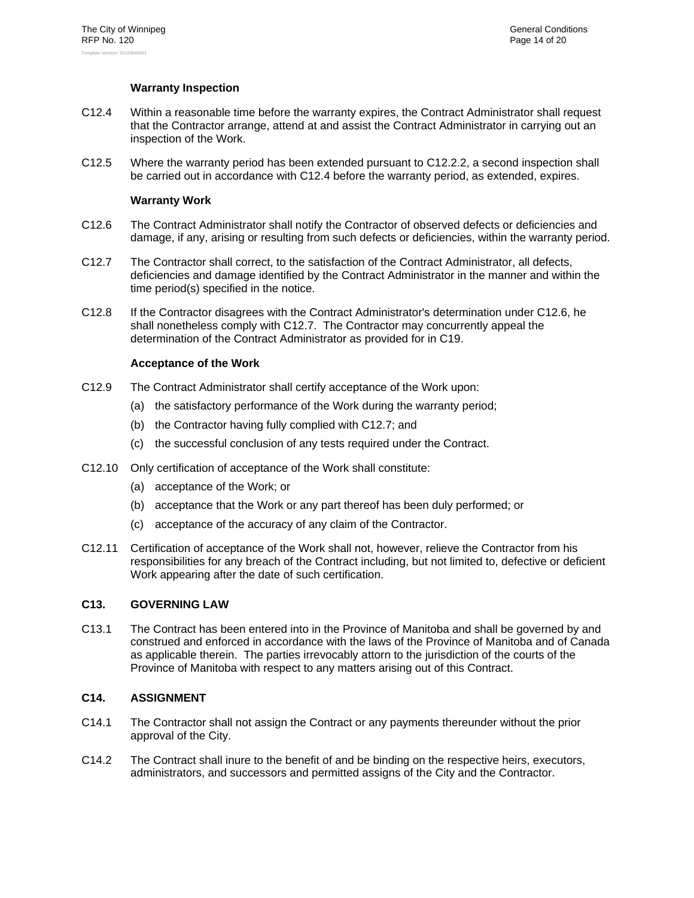**Warranty Inspection**

C12.4 Within a reasonable time before the warranty expires, the Contract Administrator shall request that the Contractor arrange, attend at and assist the Contract Administrator in carrying out an inspection of the Work.

C12.5 Where the warranty period has been extended pursuant to C12.2.2, a second inspection shall be carried out in accordance with C12.4 before the warranty period, as extended, expires.

**Warranty Work**

C12.6 The Contract Administrator shall notify the Contractor of observed defects or deficiencies and damage, if any, arising or resulting from such defects or deficiencies, within the warranty period.

C12.7 The Contractor shall correct, to the satisfaction of the Contract Administrator, all defects, deficiencies and damage identified by the Contract Administrator in the manner and within the time period(s) specified in the notice.

C12.8 If the Contractor disagrees with the Contract Administrator's determination under C12.6, he shall nonetheless comply with C12.7. The Contractor may concurrently appeal the determination of the Contract Administrator as provided for in C19.

**Acceptance of the Work**

C12.9 The Contract Administrator shall certify acceptance of the Work upon:

(a) the satisfactory performance of the Work during the warranty period;

(b) the Contractor having fully complied with C12.7; and

(c) the successful conclusion of any tests required under the Contract.

C12.10 Only certification of acceptance of the Work shall constitute:

(a) acceptance of the Work; or

(b) acceptance that the Work or any part thereof has been duly performed; or

(c) acceptance of the accuracy of any claim of the Contractor.

C12.11 Certification of acceptance of the Work shall not, however, relieve the Contractor from his responsibilities for any breach of the Contract including, but not limited to, defective or deficient Work appearing after the date of such certification.

## C13. GOVERNING LAW

C13.1 The Contract has been entered into in the Province of Manitoba and shall be governed by and construed and enforced in accordance with the laws of the Province of Manitoba and of Canada as applicable therein. The parties irrevocably attorn to the jurisdiction of the courts of the Province of Manitoba with respect to any matters arising out of this Contract.

## C14. ASSIGNMENT

C14.1 The Contractor shall not assign the Contract or any payments thereunder without the prior approval of the City.

C14.2 The Contract shall inure to the benefit of and be binding on the respective heirs, executors, administrators, and successors and permitted assigns of the City and the Contractor.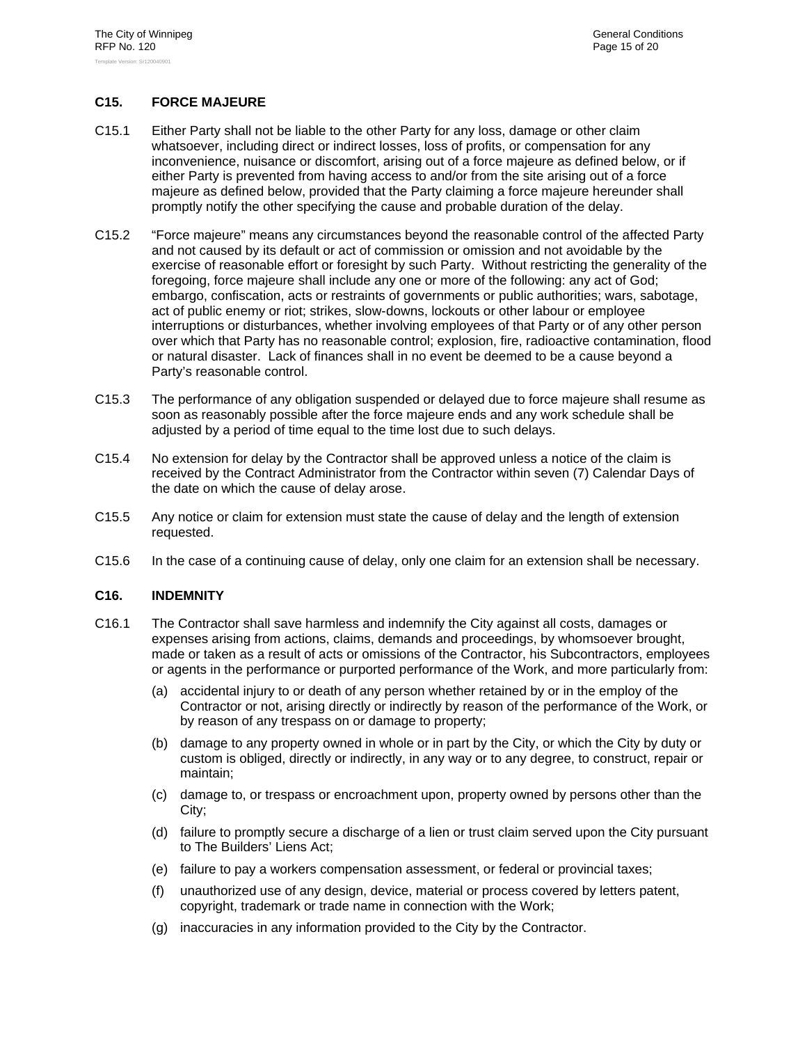## C15. FORCE MAJEURE

C15.1 Either Party shall not be liable to the other Party for any loss, damage or other claim whatsoever, including direct or indirect losses, loss of profits, or compensation for any inconvenience, nuisance or discomfort, arising out of a force majeure as defined below, or if either Party is prevented from having access to and/or from the site arising out of a force majeure as defined below, provided that the Party claiming a force majeure hereunder shall promptly notify the other specifying the cause and probable duration of the delay.

C15.2 "Force majeure" means any circumstances beyond the reasonable control of the affected Party and not caused by its default or act of commission or omission and not avoidable by the exercise of reasonable effort or foresight by such Party. Without restricting the generality of the foregoing, force majeure shall include any one or more of the following: any act of God; embargo, confiscation, acts or restraints of governments or public authorities; wars, sabotage, act of public enemy or riot; strikes, slow-downs, lockouts or other labour or employee interruptions or disturbances, whether involving employees of that Party or of any other person over which that Party has no reasonable control; explosion, fire, radioactive contamination, flood or natural disaster. Lack of finances shall in no event be deemed to be a cause beyond a Party's reasonable control.

C15.3 The performance of any obligation suspended or delayed due to force majeure shall resume as soon as reasonably possible after the force majeure ends and any work schedule shall be adjusted by a period of time equal to the time lost due to such delays.

C15.4 No extension for delay by the Contractor shall be approved unless a notice of the claim is received by the Contract Administrator from the Contractor within seven (7) Calendar Days of the date on which the cause of delay arose.

C15.5 Any notice or claim for extension must state the cause of delay and the length of extension requested.

C15.6 In the case of a continuing cause of delay, only one claim for an extension shall be necessary.

## C16. INDEMNITY

C16.1 The Contractor shall save harmless and indemnify the City against all costs, damages or expenses arising from actions, claims, demands and proceedings, by whomsoever brought, made or taken as a result of acts or omissions of the Contractor, his Subcontractors, employees or agents in the performance or purported performance of the Work, and more particularly from:

(a) accidental injury to or death of any person whether retained by or in the employ of the Contractor or not, arising directly or indirectly by reason of the performance of the Work, or by reason of any trespass on or damage to property;

(b) damage to any property owned in whole or in part by the City, or which the City by duty or custom is obliged, directly or indirectly, in any way or to any degree, to construct, repair or maintain;

(c) damage to, or trespass or encroachment upon, property owned by persons other than the City;

(d) failure to promptly secure a discharge of a lien or trust claim served upon the City pursuant to The Builders' Liens Act;

(e) failure to pay a workers compensation assessment, or federal or provincial taxes;

(f) unauthorized use of any design, device, material or process covered by letters patent, copyright, trademark or trade name in connection with the Work;

(g) inaccuracies in any information provided to the City by the Contractor.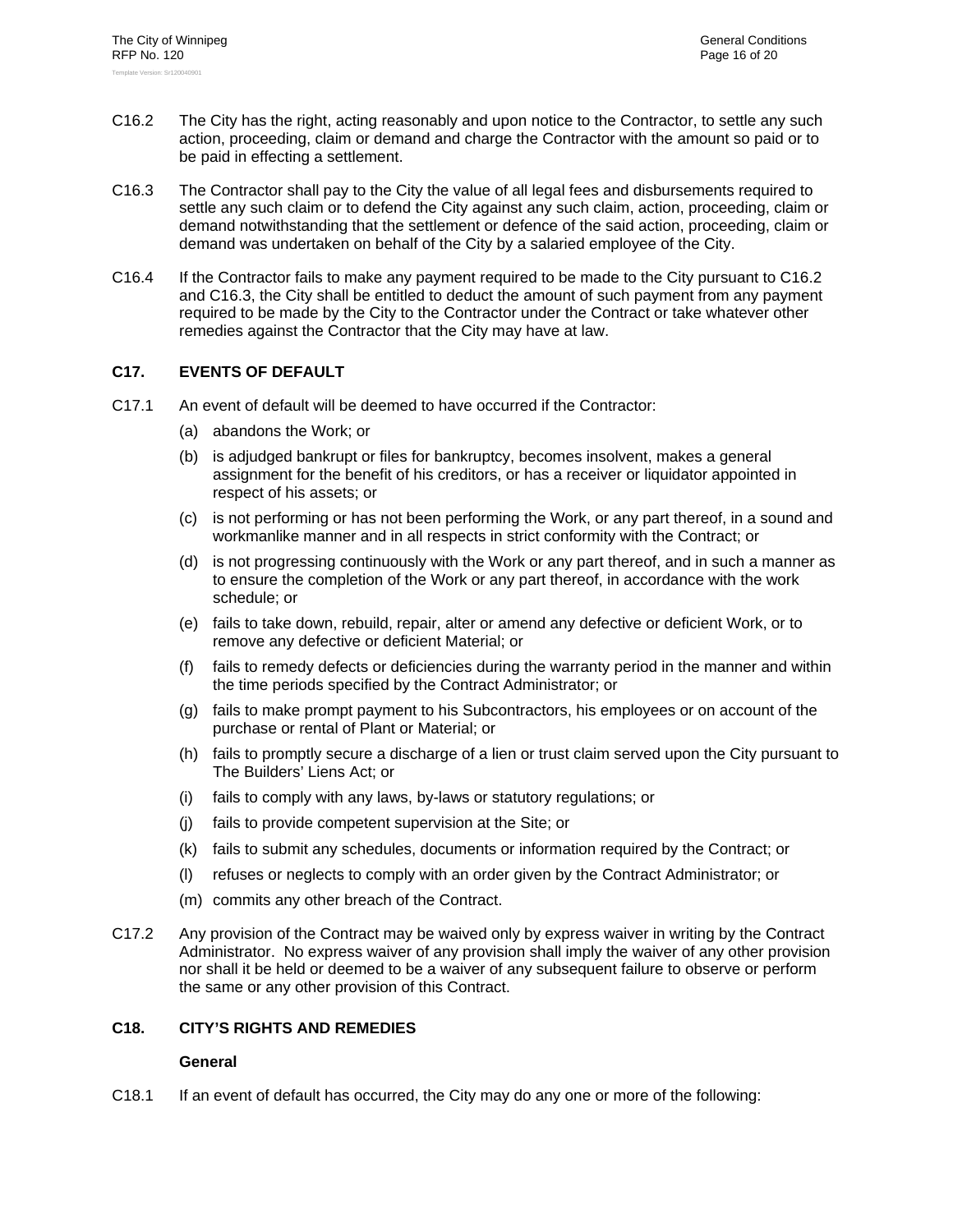C16.2 The City has the right, acting reasonably and upon notice to the Contractor, to settle any such action, proceeding, claim or demand and charge the Contractor with the amount so paid or to be paid in effecting a settlement.

C16.3 The Contractor shall pay to the City the value of all legal fees and disbursements required to settle any such claim or to defend the City against any such claim, action, proceeding, claim or demand notwithstanding that the settlement or defence of the said action, proceeding, claim or demand was undertaken on behalf of the City by a salaried employee of the City.

C16.4 If the Contractor fails to make any payment required to be made to the City pursuant to C16.2 and C16.3, the City shall be entitled to deduct the amount of such payment from any payment required to be made by the City to the Contractor under the Contract or take whatever other remedies against the Contractor that the City may have at law.

## C17. EVENTS OF DEFAULT

C17.1 An event of default will be deemed to have occurred if the Contractor:

(a) abandons the Work; or

(b) is adjudged bankrupt or files for bankruptcy, becomes insolvent, makes a general assignment for the benefit of his creditors, or has a receiver or liquidator appointed in respect of his assets; or

(c) is not performing or has not been performing the Work, or any part thereof, in a sound and workmanlike manner and in all respects in strict conformity with the Contract; or

(d) is not progressing continuously with the Work or any part thereof, and in such a manner as to ensure the completion of the Work or any part thereof, in accordance with the work schedule; or

(e) fails to take down, rebuild, repair, alter or amend any defective or deficient Work, or to remove any defective or deficient Material; or

(f) fails to remedy defects or deficiencies during the warranty period in the manner and within the time periods specified by the Contract Administrator; or

(g) fails to make prompt payment to his Subcontractors, his employees or on account of the purchase or rental of Plant or Material; or

(h) fails to promptly secure a discharge of a lien or trust claim served upon the City pursuant to The Builders' Liens Act; or

(i) fails to comply with any laws, by-laws or statutory regulations; or

(j) fails to provide competent supervision at the Site; or

(k) fails to submit any schedules, documents or information required by the Contract; or

(l) refuses or neglects to comply with an order given by the Contract Administrator; or

(m) commits any other breach of the Contract.

C17.2 Any provision of the Contract may be waived only by express waiver in writing by the Contract Administrator. No express waiver of any provision shall imply the waiver of any other provision nor shall it be held or deemed to be a waiver of any subsequent failure to observe or perform the same or any other provision of this Contract.

## C18. CITY'S RIGHTS AND REMEDIES

**General**

C18.1 If an event of default has occurred, the City may do any one or more of the following: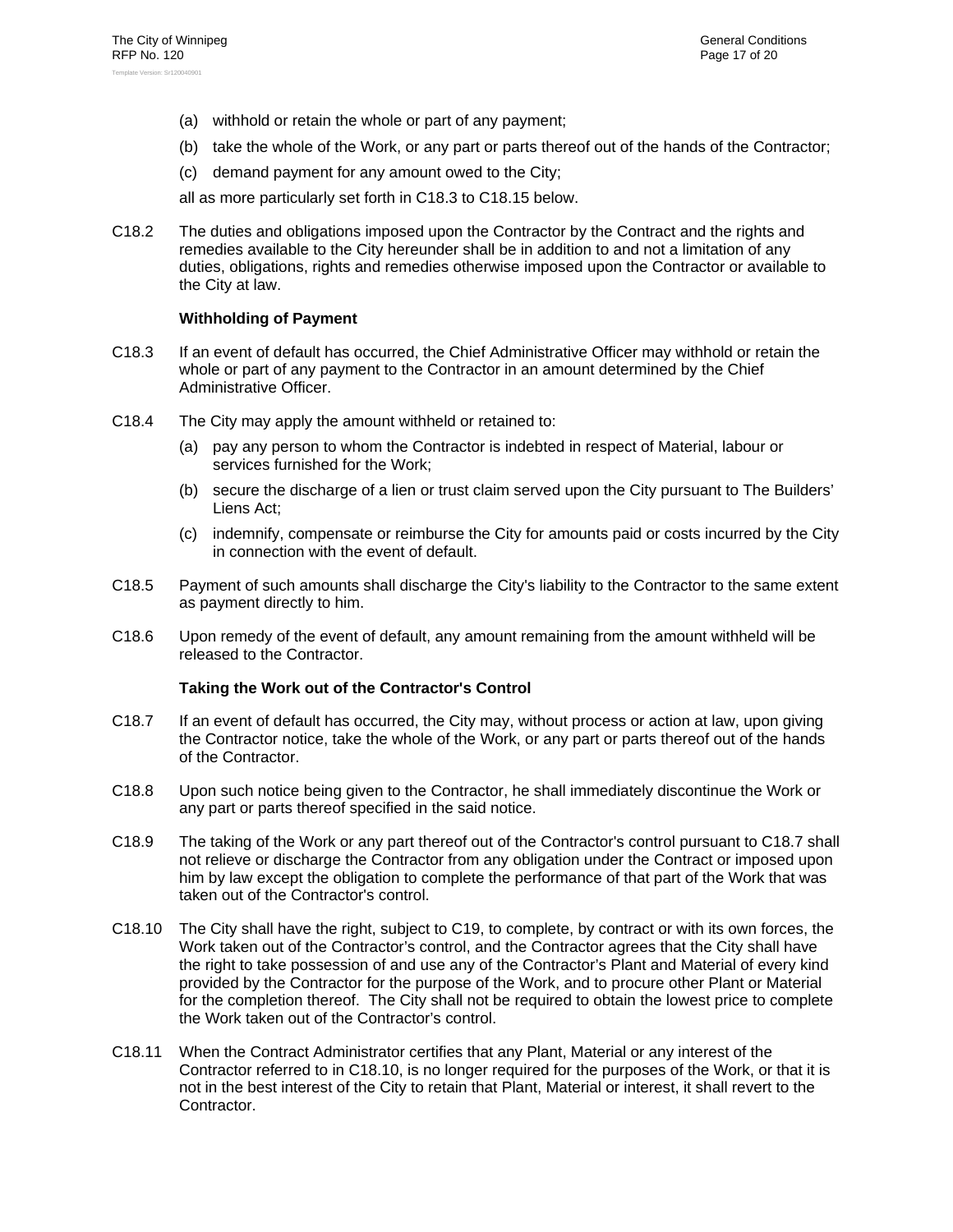(a) withhold or retain the whole or part of any payment;

(b) take the whole of the Work, or any part or parts thereof out of the hands of the Contractor;

(c) demand payment for any amount owed to the City;

all as more particularly set forth in C18.3 to C18.15 below.

C18.2 The duties and obligations imposed upon the Contractor by the Contract and the rights and remedies available to the City hereunder shall be in addition to and not a limitation of any duties, obligations, rights and remedies otherwise imposed upon the Contractor or available to the City at law.

**Withholding of Payment**

C18.3 If an event of default has occurred, the Chief Administrative Officer may withhold or retain the whole or part of any payment to the Contractor in an amount determined by the Chief Administrative Officer.

C18.4 The City may apply the amount withheld or retained to:

(a) pay any person to whom the Contractor is indebted in respect of Material, labour or services furnished for the Work;

(b) secure the discharge of a lien or trust claim served upon the City pursuant to The Builders' Liens Act;

(c) indemnify, compensate or reimburse the City for amounts paid or costs incurred by the City in connection with the event of default.

C18.5 Payment of such amounts shall discharge the City's liability to the Contractor to the same extent as payment directly to him.

C18.6 Upon remedy of the event of default, any amount remaining from the amount withheld will be released to the Contractor.

**Taking the Work out of the Contractor's Control**

C18.7 If an event of default has occurred, the City may, without process or action at law, upon giving the Contractor notice, take the whole of the Work, or any part or parts thereof out of the hands of the Contractor.

C18.8 Upon such notice being given to the Contractor, he shall immediately discontinue the Work or any part or parts thereof specified in the said notice.

C18.9 The taking of the Work or any part thereof out of the Contractor's control pursuant to C18.7 shall not relieve or discharge the Contractor from any obligation under the Contract or imposed upon him by law except the obligation to complete the performance of that part of the Work that was taken out of the Contractor's control.

C18.10 The City shall have the right, subject to C19, to complete, by contract or with its own forces, the Work taken out of the Contractor's control, and the Contractor agrees that the City shall have the right to take possession of and use any of the Contractor's Plant and Material of every kind provided by the Contractor for the purpose of the Work, and to procure other Plant or Material for the completion thereof. The City shall not be required to obtain the lowest price to complete the Work taken out of the Contractor's control.

C18.11 When the Contract Administrator certifies that any Plant, Material or any interest of the Contractor referred to in C18.10, is no longer required for the purposes of the Work, or that it is not in the best interest of the City to retain that Plant, Material or interest, it shall revert to the Contractor.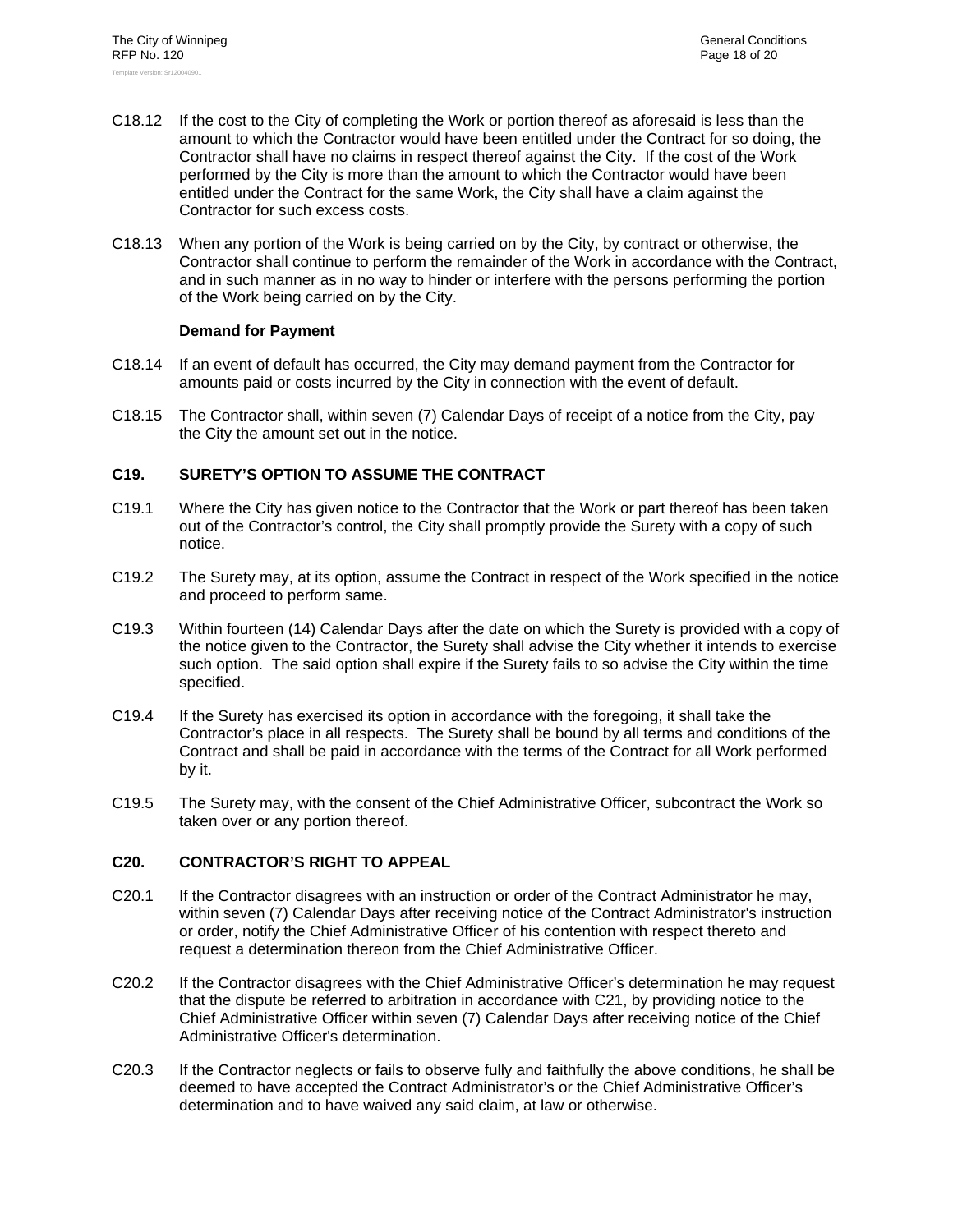C18.12 If the cost to the City of completing the Work or portion thereof as aforesaid is less than the amount to which the Contractor would have been entitled under the Contract for so doing, the Contractor shall have no claims in respect thereof against the City. If the cost of the Work performed by the City is more than the amount to which the Contractor would have been entitled under the Contract for the same Work, the City shall have a claim against the Contractor for such excess costs.

C18.13 When any portion of the Work is being carried on by the City, by contract or otherwise, the Contractor shall continue to perform the remainder of the Work in accordance with the Contract, and in such manner as in no way to hinder or interfere with the persons performing the portion of the Work being carried on by the City.

**Demand for Payment**

C18.14 If an event of default has occurred, the City may demand payment from the Contractor for amounts paid or costs incurred by the City in connection with the event of default.

C18.15 The Contractor shall, within seven (7) Calendar Days of receipt of a notice from the City, pay the City the amount set out in the notice.

## C19. SURETY'S OPTION TO ASSUME THE CONTRACT

C19.1 Where the City has given notice to the Contractor that the Work or part thereof has been taken out of the Contractor's control, the City shall promptly provide the Surety with a copy of such notice.

C19.2 The Surety may, at its option, assume the Contract in respect of the Work specified in the notice and proceed to perform same.

C19.3 Within fourteen (14) Calendar Days after the date on which the Surety is provided with a copy of the notice given to the Contractor, the Surety shall advise the City whether it intends to exercise such option. The said option shall expire if the Surety fails to so advise the City within the time specified.

C19.4 If the Surety has exercised its option in accordance with the foregoing, it shall take the Contractor's place in all respects. The Surety shall be bound by all terms and conditions of the Contract and shall be paid in accordance with the terms of the Contract for all Work performed by it.

C19.5 The Surety may, with the consent of the Chief Administrative Officer, subcontract the Work so taken over or any portion thereof.

## C20. CONTRACTOR'S RIGHT TO APPEAL

C20.1 If the Contractor disagrees with an instruction or order of the Contract Administrator he may, within seven (7) Calendar Days after receiving notice of the Contract Administrator's instruction or order, notify the Chief Administrative Officer of his contention with respect thereto and request a determination thereon from the Chief Administrative Officer.

C20.2 If the Contractor disagrees with the Chief Administrative Officer's determination he may request that the dispute be referred to arbitration in accordance with C21, by providing notice to the Chief Administrative Officer within seven (7) Calendar Days after receiving notice of the Chief Administrative Officer's determination.

C20.3 If the Contractor neglects or fails to observe fully and faithfully the above conditions, he shall be deemed to have accepted the Contract Administrator's or the Chief Administrative Officer's determination and to have waived any said claim, at law or otherwise.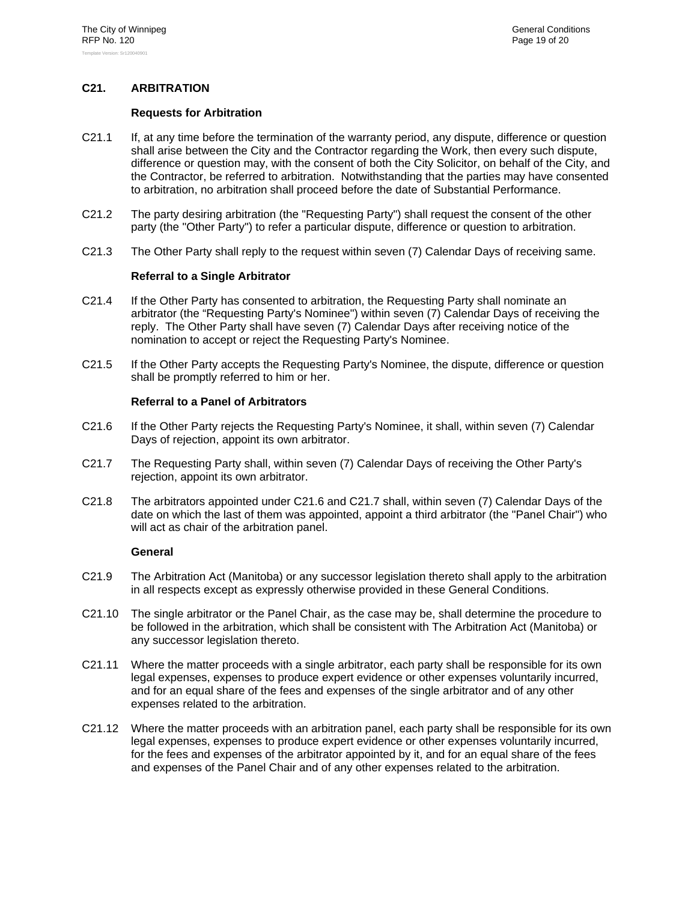## C21. ARBITRATION

### Requests for Arbitration

C21.1 If, at any time before the termination of the warranty period, any dispute, difference or question shall arise between the City and the Contractor regarding the Work, then every such dispute, difference or question may, with the consent of both the City Solicitor, on behalf of the City, and the Contractor, be referred to arbitration. Notwithstanding that the parties may have consented to arbitration, no arbitration shall proceed before the date of Substantial Performance.

C21.2 The party desiring arbitration (the "Requesting Party") shall request the consent of the other party (the "Other Party") to refer a particular dispute, difference or question to arbitration.

C21.3 The Other Party shall reply to the request within seven (7) Calendar Days of receiving same.

### Referral to a Single Arbitrator

C21.4 If the Other Party has consented to arbitration, the Requesting Party shall nominate an arbitrator (the "Requesting Party's Nominee") within seven (7) Calendar Days of receiving the reply. The Other Party shall have seven (7) Calendar Days after receiving notice of the nomination to accept or reject the Requesting Party's Nominee.

C21.5 If the Other Party accepts the Requesting Party's Nominee, the dispute, difference or question shall be promptly referred to him or her.

### Referral to a Panel of Arbitrators

C21.6 If the Other Party rejects the Requesting Party's Nominee, it shall, within seven (7) Calendar Days of rejection, appoint its own arbitrator.

C21.7 The Requesting Party shall, within seven (7) Calendar Days of receiving the Other Party's rejection, appoint its own arbitrator.

C21.8 The arbitrators appointed under C21.6 and C21.7 shall, within seven (7) Calendar Days of the date on which the last of them was appointed, appoint a third arbitrator (the "Panel Chair") who will act as chair of the arbitration panel.

### General

C21.9 The Arbitration Act (Manitoba) or any successor legislation thereto shall apply to the arbitration in all respects except as expressly otherwise provided in these General Conditions.

C21.10 The single arbitrator or the Panel Chair, as the case may be, shall determine the procedure to be followed in the arbitration, which shall be consistent with The Arbitration Act (Manitoba) or any successor legislation thereto.

C21.11 Where the matter proceeds with a single arbitrator, each party shall be responsible for its own legal expenses, expenses to produce expert evidence or other expenses voluntarily incurred, and for an equal share of the fees and expenses of the single arbitrator and of any other expenses related to the arbitration.

C21.12 Where the matter proceeds with an arbitration panel, each party shall be responsible for its own legal expenses, expenses to produce expert evidence or other expenses voluntarily incurred, for the fees and expenses of the arbitrator appointed by it, and for an equal share of the fees and expenses of the Panel Chair and of any other expenses related to the arbitration.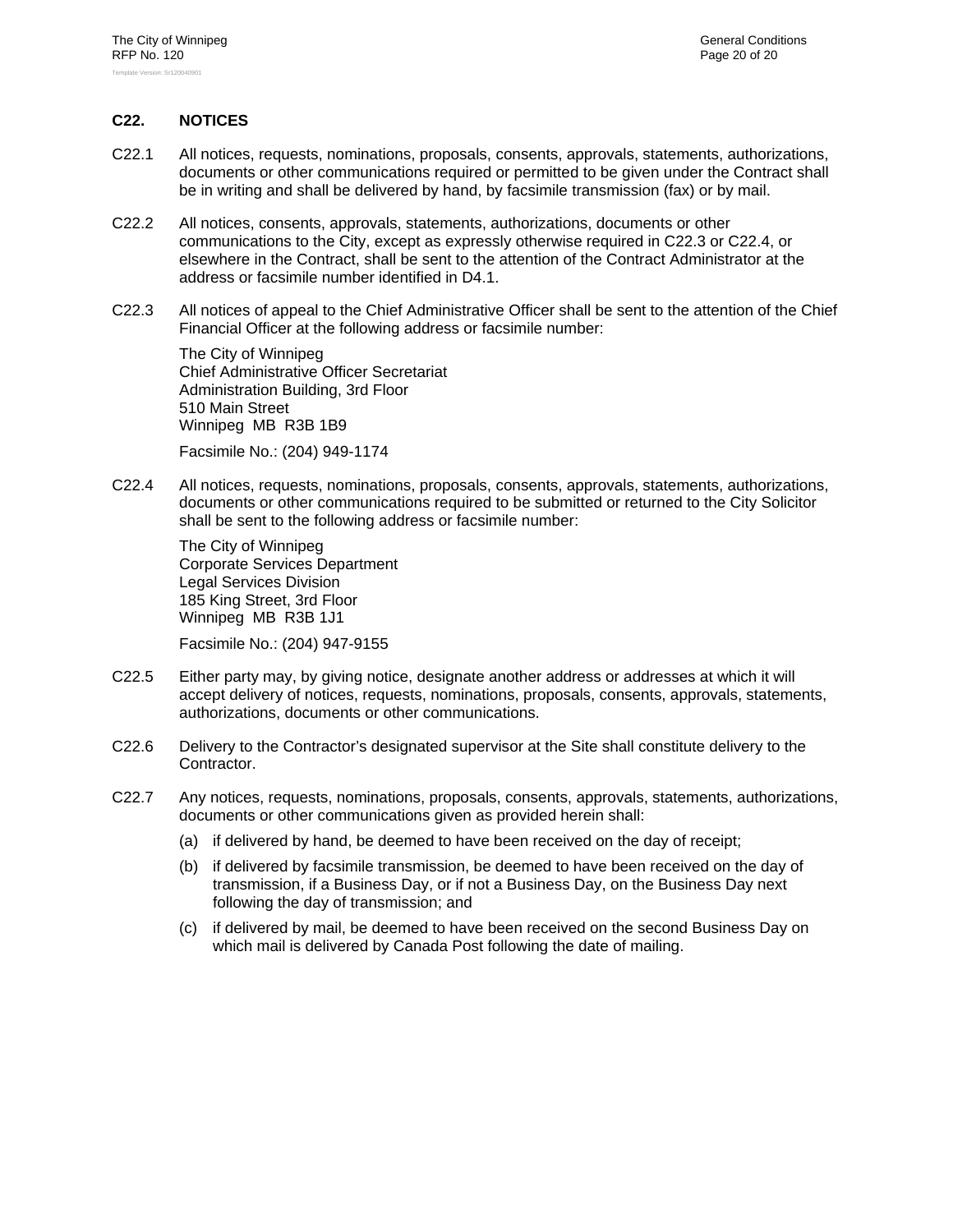## C22. NOTICES

C22.1 All notices, requests, nominations, proposals, consents, approvals, statements, authorizations, documents or other communications required or permitted to be given under the Contract shall be in writing and shall be delivered by hand, by facsimile transmission (fax) or by mail.

C22.2 All notices, consents, approvals, statements, authorizations, documents or other communications to the City, except as expressly otherwise required in C22.3 or C22.4, or elsewhere in the Contract, shall be sent to the attention of the Contract Administrator at the address or facsimile number identified in D4.1.

C22.3 All notices of appeal to the Chief Administrative Officer shall be sent to the attention of the Chief Financial Officer at the following address or facsimile number:

The City of Winnipeg
Chief Administrative Officer Secretariat
Administration Building, 3rd Floor
510 Main Street
Winnipeg MB R3B 1B9

Facsimile No.: (204) 949-1174

C22.4 All notices, requests, nominations, proposals, consents, approvals, statements, authorizations, documents or other communications required to be submitted or returned to the City Solicitor shall be sent to the following address or facsimile number:

The City of Winnipeg
Corporate Services Department
Legal Services Division
185 King Street, 3rd Floor
Winnipeg MB R3B 1J1

Facsimile No.: (204) 947-9155

C22.5 Either party may, by giving notice, designate another address or addresses at which it will accept delivery of notices, requests, nominations, proposals, consents, approvals, statements, authorizations, documents or other communications.

C22.6 Delivery to the Contractor's designated supervisor at the Site shall constitute delivery to the Contractor.

C22.7 Any notices, requests, nominations, proposals, consents, approvals, statements, authorizations, documents or other communications given as provided herein shall:

(a) if delivered by hand, be deemed to have been received on the day of receipt;

(b) if delivered by facsimile transmission, be deemed to have been received on the day of transmission, if a Business Day, or if not a Business Day, on the Business Day next following the day of transmission; and

(c) if delivered by mail, be deemed to have been received on the second Business Day on which mail is delivered by Canada Post following the date of mailing.